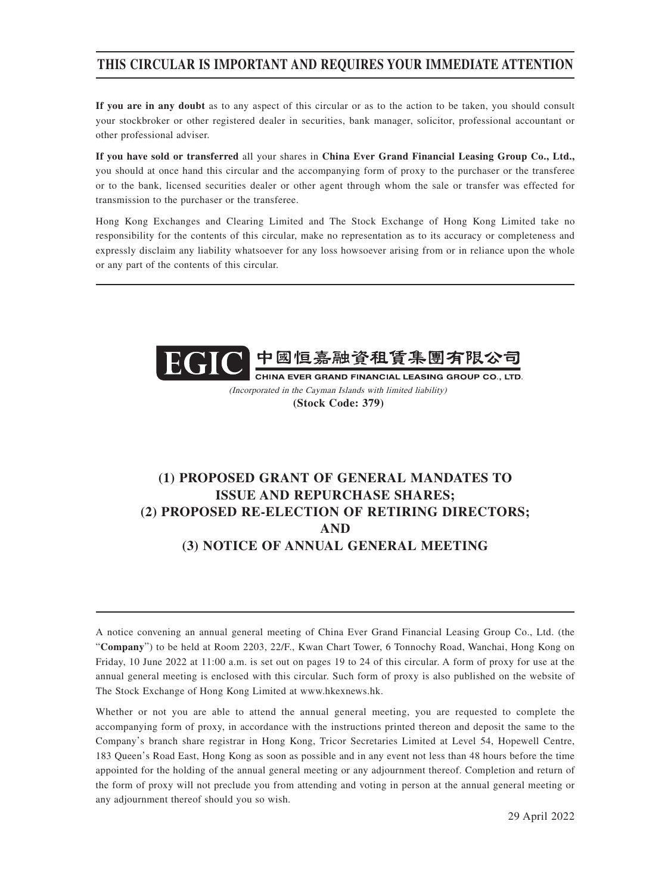# THIS CIRCULAR IS IMPORTANT AND REQUIRES YOUR IMMEDIATE ATTENTION

**If you are in any doubt** as to any aspect of this circular or as to the action to be taken, you should consult your stockbroker or other registered dealer in securities, bank manager, solicitor, professional accountant or other professional adviser.

**If you have sold or transferred** all your shares in **China Ever Grand Financial Leasing Group Co., Ltd.,** you should at once hand this circular and the accompanying form of proxy to the purchaser or the transferee or to the bank, licensed securities dealer or other agent through whom the sale or transfer was effected for transmission to the purchaser or the transferee.

Hong Kong Exchanges and Clearing Limited and The Stock Exchange of Hong Kong Limited take no responsibility for the contents of this circular, make no representation as to its accuracy or completeness and expressly disclaim any liability whatsoever for any loss howsoever arising from or in reliance upon the whole or any part of the contents of this circular.

**EGIC** 中國恒嘉融資租賃集團有限公司

**CHINA EVER GRAND FINANCIAL LEASING GROUP CO., LTD.**

*(Incorporated in the Cayman Islands with limited liability)*

**(Stock Code: 379)**

## (1) PROPOSED GRANT OF GENERAL MANDATES TO ISSUE AND REPURCHASE SHARES; (2) PROPOSED RE-ELECTION OF RETIRING DIRECTORS; AND (3) NOTICE OF ANNUAL GENERAL MEETING

A notice convening an annual general meeting of China Ever Grand Financial Leasing Group Co., Ltd. (the "**Company**") to be held at Room 2203, 22/F., Kwan Chart Tower, 6 Tonnochy Road, Wanchai, Hong Kong on Friday, 10 June 2022 at 11:00 a.m. is set out on pages 19 to 24 of this circular. A form of proxy for use at the annual general meeting is enclosed with this circular. Such form of proxy is also published on the website of The Stock Exchange of Hong Kong Limited at www.hkexnews.hk.

Whether or not you are able to attend the annual general meeting, you are requested to complete the accompanying form of proxy, in accordance with the instructions printed thereon and deposit the same to the Company's branch share registrar in Hong Kong, Tricor Secretaries Limited at Level 54, Hopewell Centre, 183 Queen's Road East, Hong Kong as soon as possible and in any event not less than 48 hours before the time appointed for the holding of the annual general meeting or any adjournment thereof. Completion and return of the form of proxy will not preclude you from attending and voting in person at the annual general meeting or any adjournment thereof should you so wish.

29 April 2022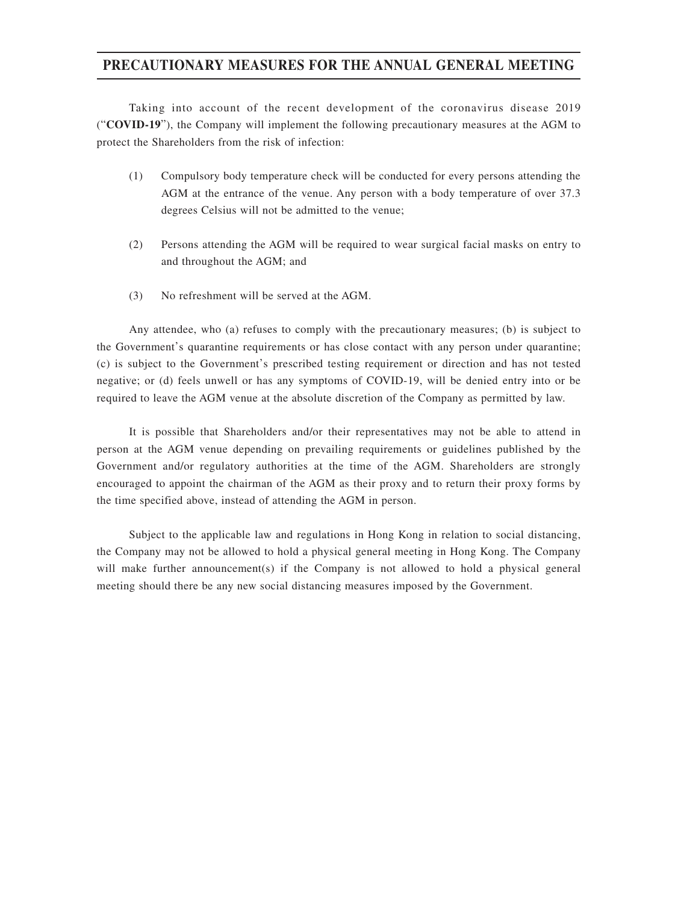# PRECAUTIONARY MEASURES FOR THE ANNUAL GENERAL MEETING

Taking into account of the recent development of the coronavirus disease 2019 ("**COVID-19**"), the Company will implement the following precautionary measures at the AGM to protect the Shareholders from the risk of infection:

(1) Compulsory body temperature check will be conducted for every persons attending the AGM at the entrance of the venue. Any person with a body temperature of over 37.3 degrees Celsius will not be admitted to the venue;

(2) Persons attending the AGM will be required to wear surgical facial masks on entry to and throughout the AGM; and

(3) No refreshment will be served at the AGM.

Any attendee, who (a) refuses to comply with the precautionary measures; (b) is subject to the Government's quarantine requirements or has close contact with any person under quarantine; (c) is subject to the Government's prescribed testing requirement or direction and has not tested negative; or (d) feels unwell or has any symptoms of COVID-19, will be denied entry into or be required to leave the AGM venue at the absolute discretion of the Company as permitted by law.

It is possible that Shareholders and/or their representatives may not be able to attend in person at the AGM venue depending on prevailing requirements or guidelines published by the Government and/or regulatory authorities at the time of the AGM. Shareholders are strongly encouraged to appoint the chairman of the AGM as their proxy and to return their proxy forms by the time specified above, instead of attending the AGM in person.

Subject to the applicable law and regulations in Hong Kong in relation to social distancing, the Company may not be allowed to hold a physical general meeting in Hong Kong. The Company will make further announcement(s) if the Company is not allowed to hold a physical general meeting should there be any new social distancing measures imposed by the Government.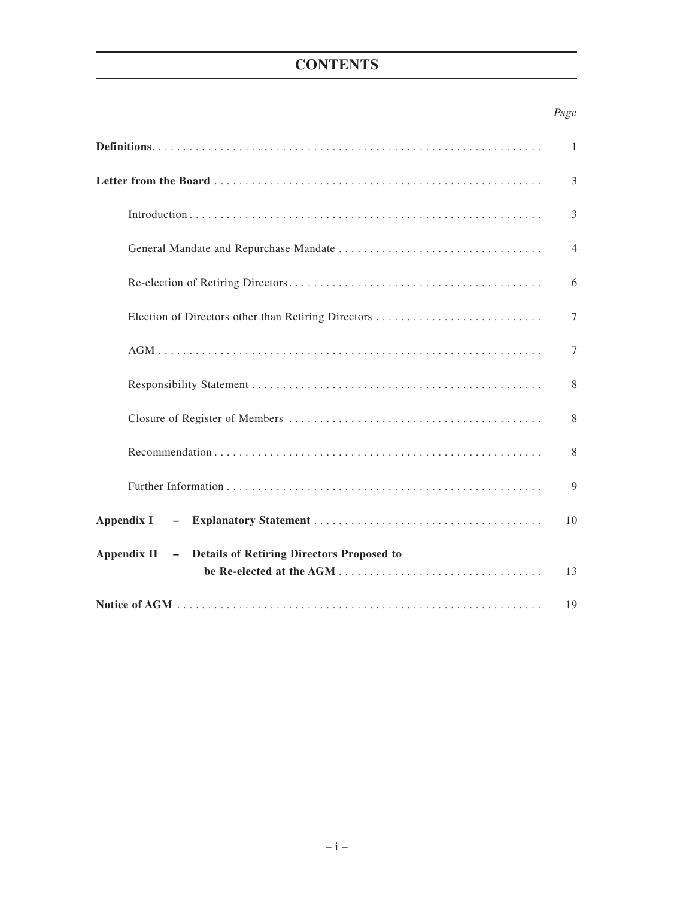# CONTENTS

| | *Page* |
|---|---|
| **Definitions** | 1 |
| **Letter from the Board** | 3 |
| Introduction | 3 |
| General Mandate and Repurchase Mandate | 4 |
| Re-election of Retiring Directors | 6 |
| Election of Directors other than Retiring Directors | 7 |
| AGM | 7 |
| Responsibility Statement | 8 |
| Closure of Register of Members | 8 |
| Recommendation | 8 |
| Further Information | 9 |
| **Appendix I – Explanatory Statement** | 10 |
| **Appendix II – Details of Retiring Directors Proposed to be Re-elected at the AGM** | 13 |
| **Notice of AGM** | 19 |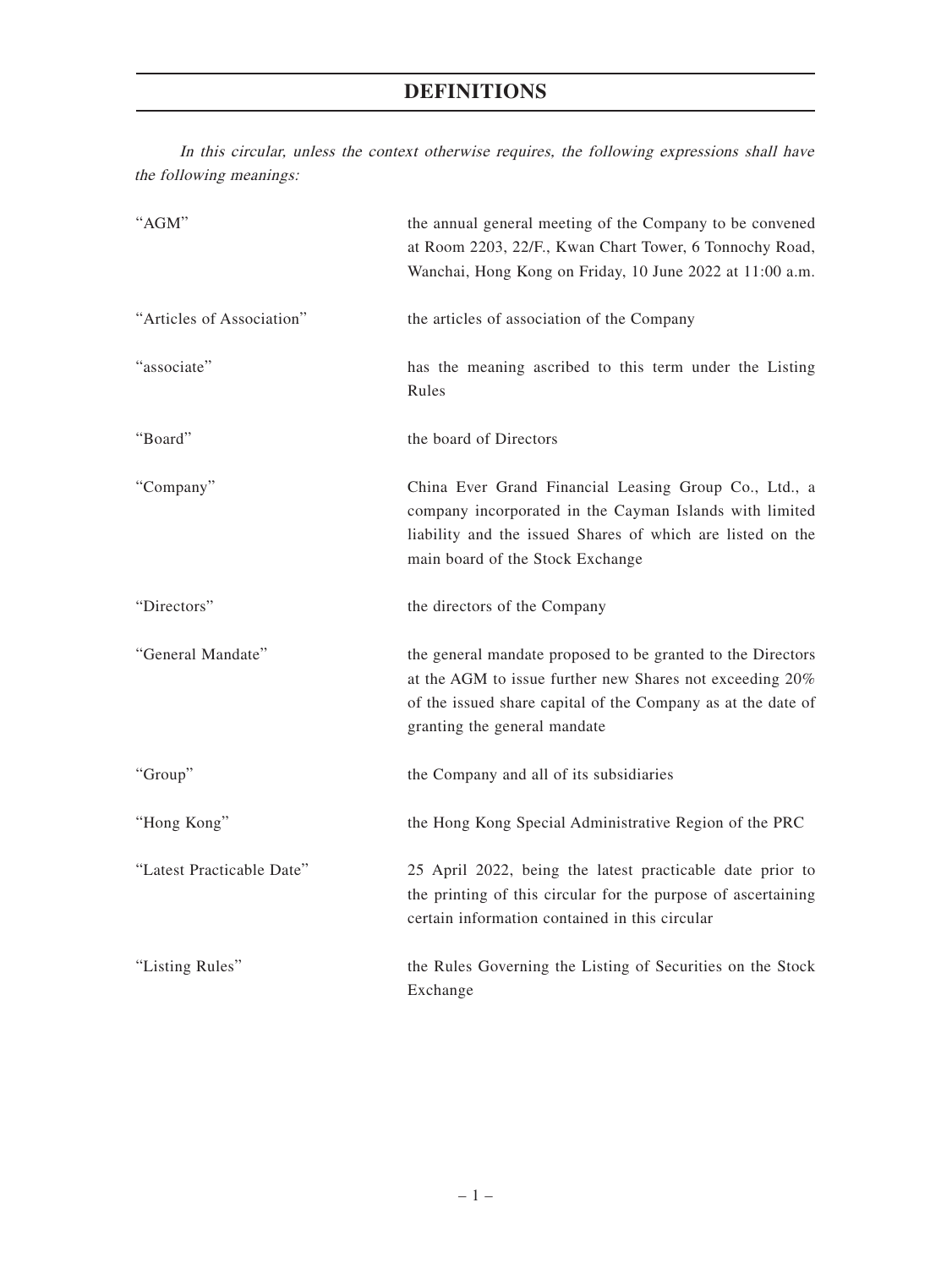# DEFINITIONS

*In this circular, unless the context otherwise requires, the following expressions shall have the following meanings:*

| | |
|---|---|
| "AGM" | the annual general meeting of the Company to be convened at Room 2203, 22/F., Kwan Chart Tower, 6 Tonnochy Road, Wanchai, Hong Kong on Friday, 10 June 2022 at 11:00 a.m. |
| "Articles of Association" | the articles of association of the Company |
| "associate" | has the meaning ascribed to this term under the Listing Rules |
| "Board" | the board of Directors |
| "Company" | China Ever Grand Financial Leasing Group Co., Ltd., a company incorporated in the Cayman Islands with limited liability and the issued Shares of which are listed on the main board of the Stock Exchange |
| "Directors" | the directors of the Company |
| "General Mandate" | the general mandate proposed to be granted to the Directors at the AGM to issue further new Shares not exceeding 20% of the issued share capital of the Company as at the date of granting the general mandate |
| "Group" | the Company and all of its subsidiaries |
| "Hong Kong" | the Hong Kong Special Administrative Region of the PRC |
| "Latest Practicable Date" | 25 April 2022, being the latest practicable date prior to the printing of this circular for the purpose of ascertaining certain information contained in this circular |
| "Listing Rules" | the Rules Governing the Listing of Securities on the Stock Exchange |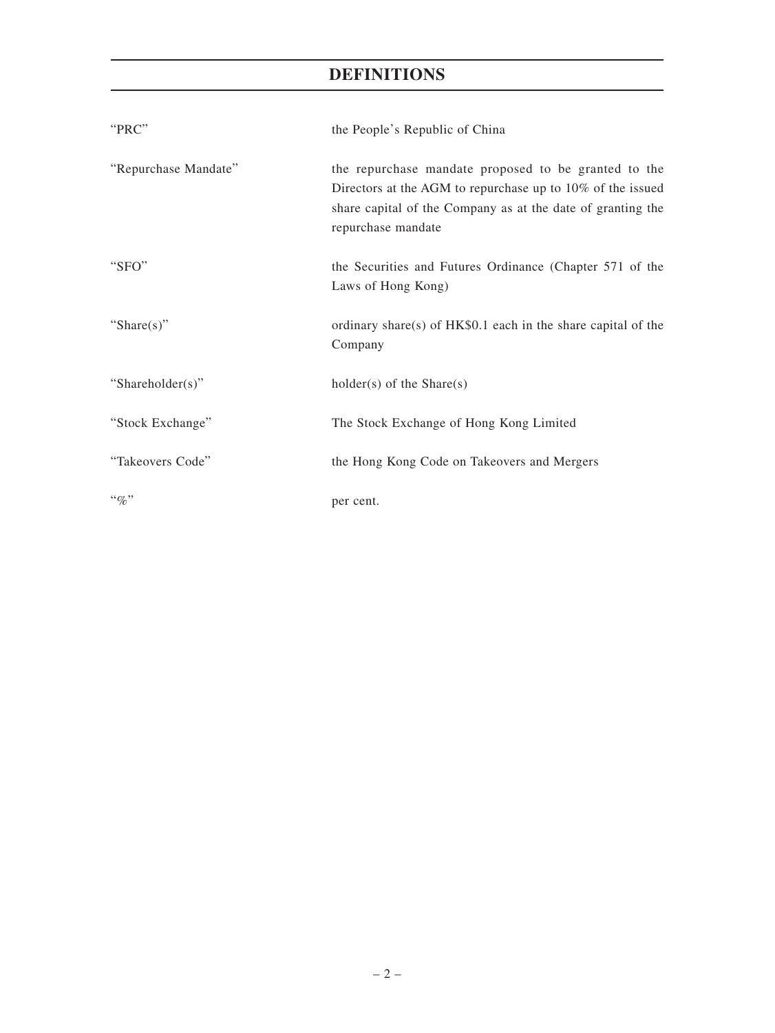# DEFINITIONS

| | |
|---|---|
| "PRC" | the People's Republic of China |
| "Repurchase Mandate" | the repurchase mandate proposed to be granted to the Directors at the AGM to repurchase up to 10% of the issued share capital of the Company as at the date of granting the repurchase mandate |
| "SFO" | the Securities and Futures Ordinance (Chapter 571 of the Laws of Hong Kong) |
| "Share(s)" | ordinary share(s) of HK$0.1 each in the share capital of the Company |
| "Shareholder(s)" | holder(s) of the Share(s) |
| "Stock Exchange" | The Stock Exchange of Hong Kong Limited |
| "Takeovers Code" | the Hong Kong Code on Takeovers and Mergers |
| "%" | per cent. |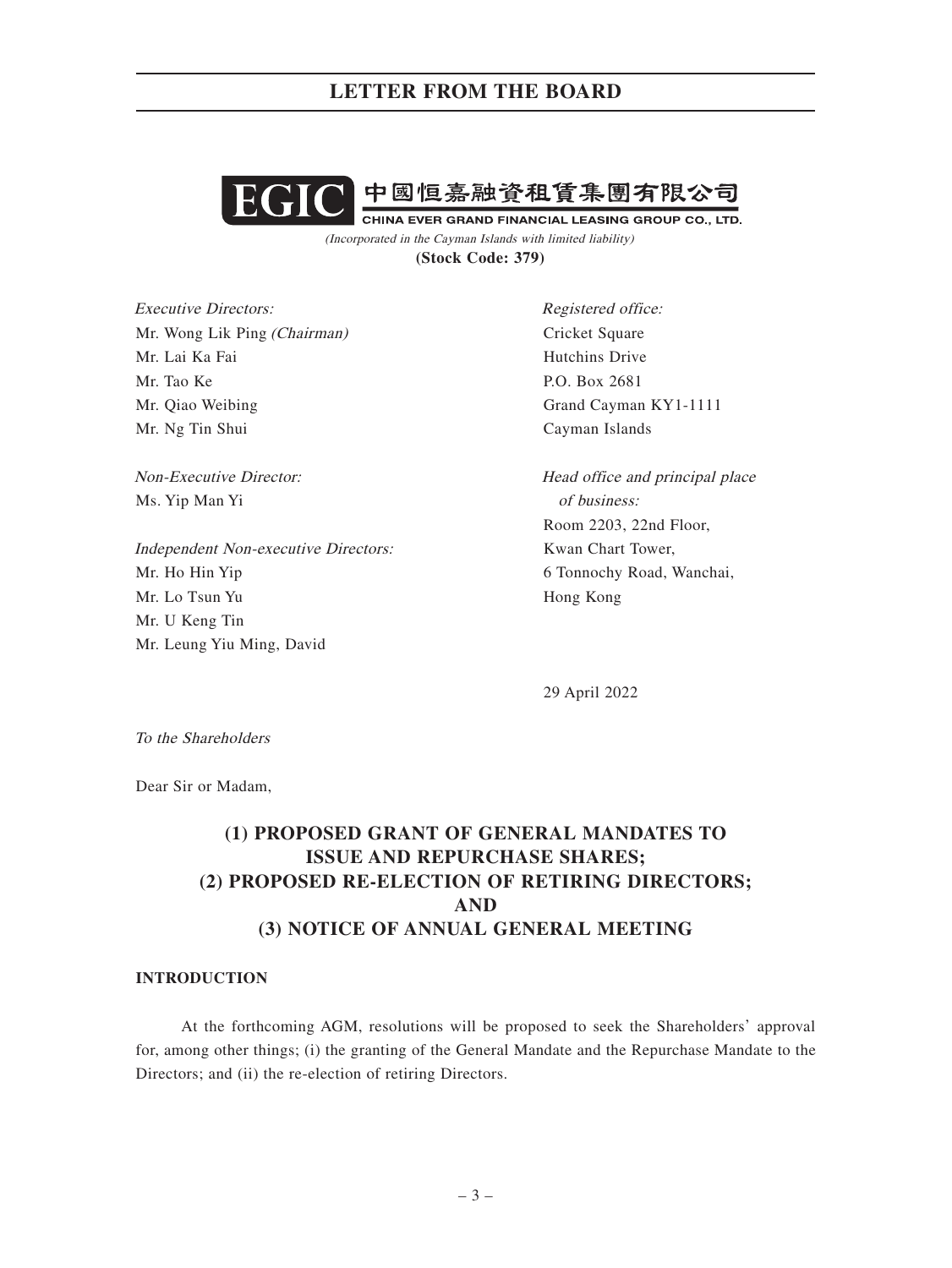# LETTER FROM THE BOARD

**EGIC** 中國恒嘉融資租賃集團有限公司

**CHINA EVER GRAND FINANCIAL LEASING GROUP CO., LTD.**

*(Incorporated in the Cayman Islands with limited liability)*

**(Stock Code: 379)**

*Executive Directors:*
Mr. Wong Lik Ping *(Chairman)*
Mr. Lai Ka Fai
Mr. Tao Ke
Mr. Qiao Weibing
Mr. Ng Tin Shui

*Non-Executive Director:*
Ms. Yip Man Yi

*Independent Non-executive Directors:*
Mr. Ho Hin Yip
Mr. Lo Tsun Yu
Mr. U Keng Tin
Mr. Leung Yiu Ming, David

*Registered office:*
Cricket Square
Hutchins Drive
P.O. Box 2681
Grand Cayman KY1-1111
Cayman Islands

*Head office and principal place of business:*
Room 2203, 22nd Floor,
Kwan Chart Tower,
6 Tonnochy Road, Wanchai,
Hong Kong

29 April 2022

*To the Shareholders*

Dear Sir or Madam,

## (1) PROPOSED GRANT OF GENERAL MANDATES TO ISSUE AND REPURCHASE SHARES; (2) PROPOSED RE-ELECTION OF RETIRING DIRECTORS; AND (3) NOTICE OF ANNUAL GENERAL MEETING

### INTRODUCTION

At the forthcoming AGM, resolutions will be proposed to seek the Shareholders' approval for, among other things; (i) the granting of the General Mandate and the Repurchase Mandate to the Directors; and (ii) the re-election of retiring Directors.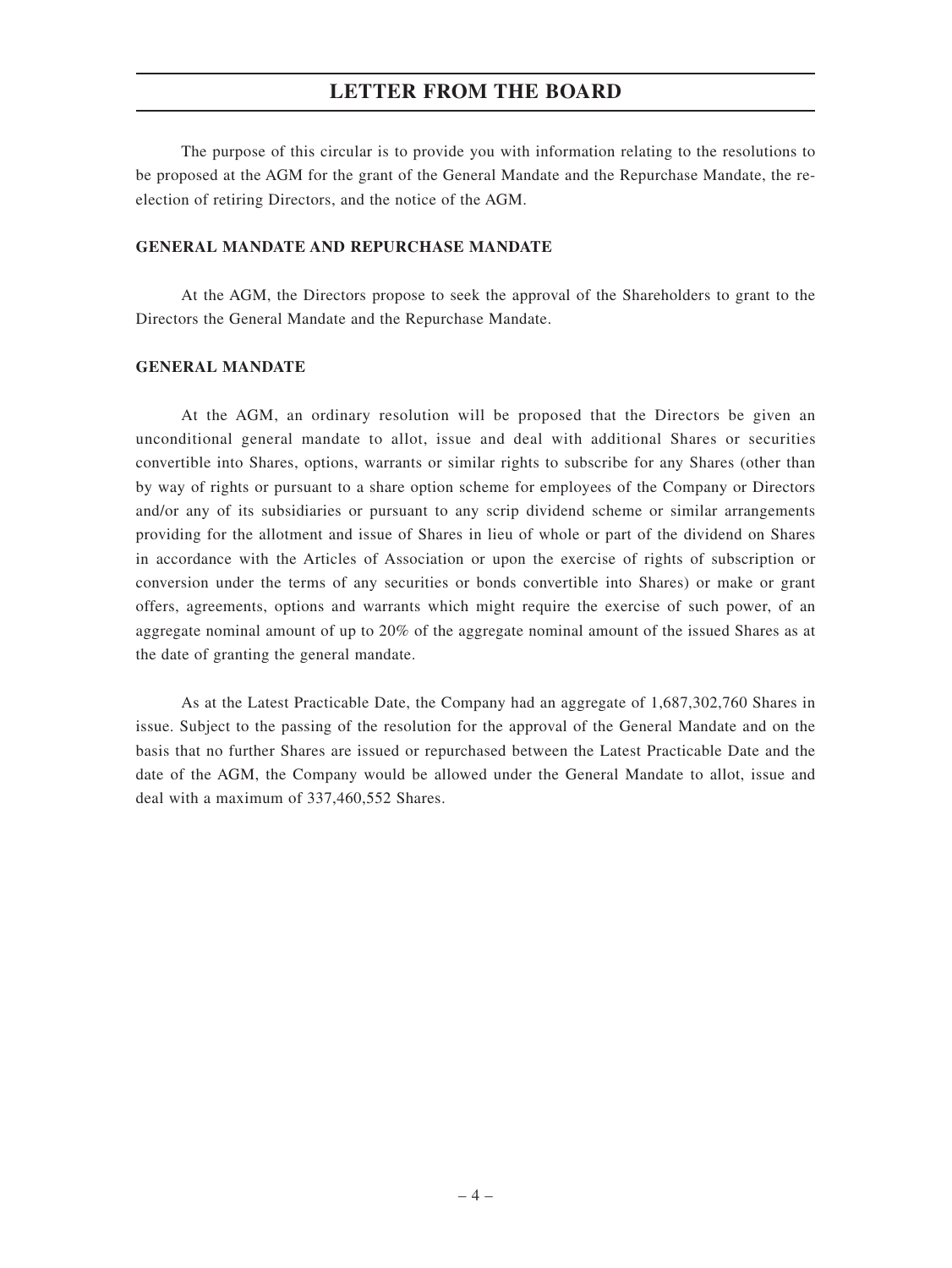# LETTER FROM THE BOARD

The purpose of this circular is to provide you with information relating to the resolutions to be proposed at the AGM for the grant of the General Mandate and the Repurchase Mandate, the re-election of retiring Directors, and the notice of the AGM.

**GENERAL MANDATE AND REPURCHASE MANDATE**

At the AGM, the Directors propose to seek the approval of the Shareholders to grant to the Directors the General Mandate and the Repurchase Mandate.

**GENERAL MANDATE**

At the AGM, an ordinary resolution will be proposed that the Directors be given an unconditional general mandate to allot, issue and deal with additional Shares or securities convertible into Shares, options, warrants or similar rights to subscribe for any Shares (other than by way of rights or pursuant to a share option scheme for employees of the Company or Directors and/or any of its subsidiaries or pursuant to any scrip dividend scheme or similar arrangements providing for the allotment and issue of Shares in lieu of whole or part of the dividend on Shares in accordance with the Articles of Association or upon the exercise of rights of subscription or conversion under the terms of any securities or bonds convertible into Shares) or make or grant offers, agreements, options and warrants which might require the exercise of such power, of an aggregate nominal amount of up to 20% of the aggregate nominal amount of the issued Shares as at the date of granting the general mandate.

As at the Latest Practicable Date, the Company had an aggregate of 1,687,302,760 Shares in issue. Subject to the passing of the resolution for the approval of the General Mandate and on the basis that no further Shares are issued or repurchased between the Latest Practicable Date and the date of the AGM, the Company would be allowed under the General Mandate to allot, issue and deal with a maximum of 337,460,552 Shares.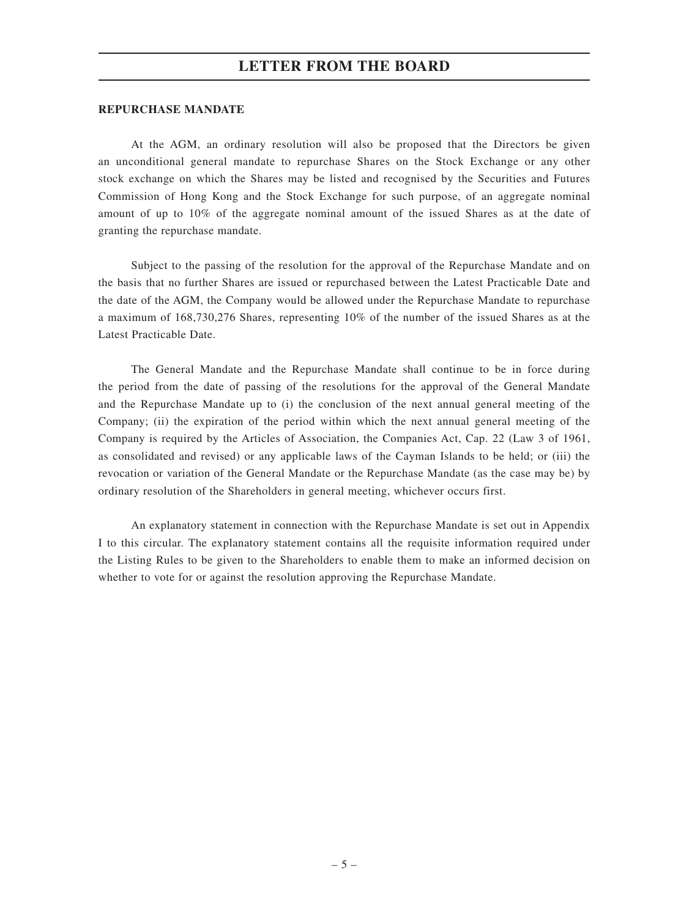## LETTER FROM THE BOARD

**REPURCHASE MANDATE**

At the AGM, an ordinary resolution will also be proposed that the Directors be given an unconditional general mandate to repurchase Shares on the Stock Exchange or any other stock exchange on which the Shares may be listed and recognised by the Securities and Futures Commission of Hong Kong and the Stock Exchange for such purpose, of an aggregate nominal amount of up to 10% of the aggregate nominal amount of the issued Shares as at the date of granting the repurchase mandate.

Subject to the passing of the resolution for the approval of the Repurchase Mandate and on the basis that no further Shares are issued or repurchased between the Latest Practicable Date and the date of the AGM, the Company would be allowed under the Repurchase Mandate to repurchase a maximum of 168,730,276 Shares, representing 10% of the number of the issued Shares as at the Latest Practicable Date.

The General Mandate and the Repurchase Mandate shall continue to be in force during the period from the date of passing of the resolutions for the approval of the General Mandate and the Repurchase Mandate up to (i) the conclusion of the next annual general meeting of the Company; (ii) the expiration of the period within which the next annual general meeting of the Company is required by the Articles of Association, the Companies Act, Cap. 22 (Law 3 of 1961, as consolidated and revised) or any applicable laws of the Cayman Islands to be held; or (iii) the revocation or variation of the General Mandate or the Repurchase Mandate (as the case may be) by ordinary resolution of the Shareholders in general meeting, whichever occurs first.

An explanatory statement in connection with the Repurchase Mandate is set out in Appendix I to this circular. The explanatory statement contains all the requisite information required under the Listing Rules to be given to the Shareholders to enable them to make an informed decision on whether to vote for or against the resolution approving the Repurchase Mandate.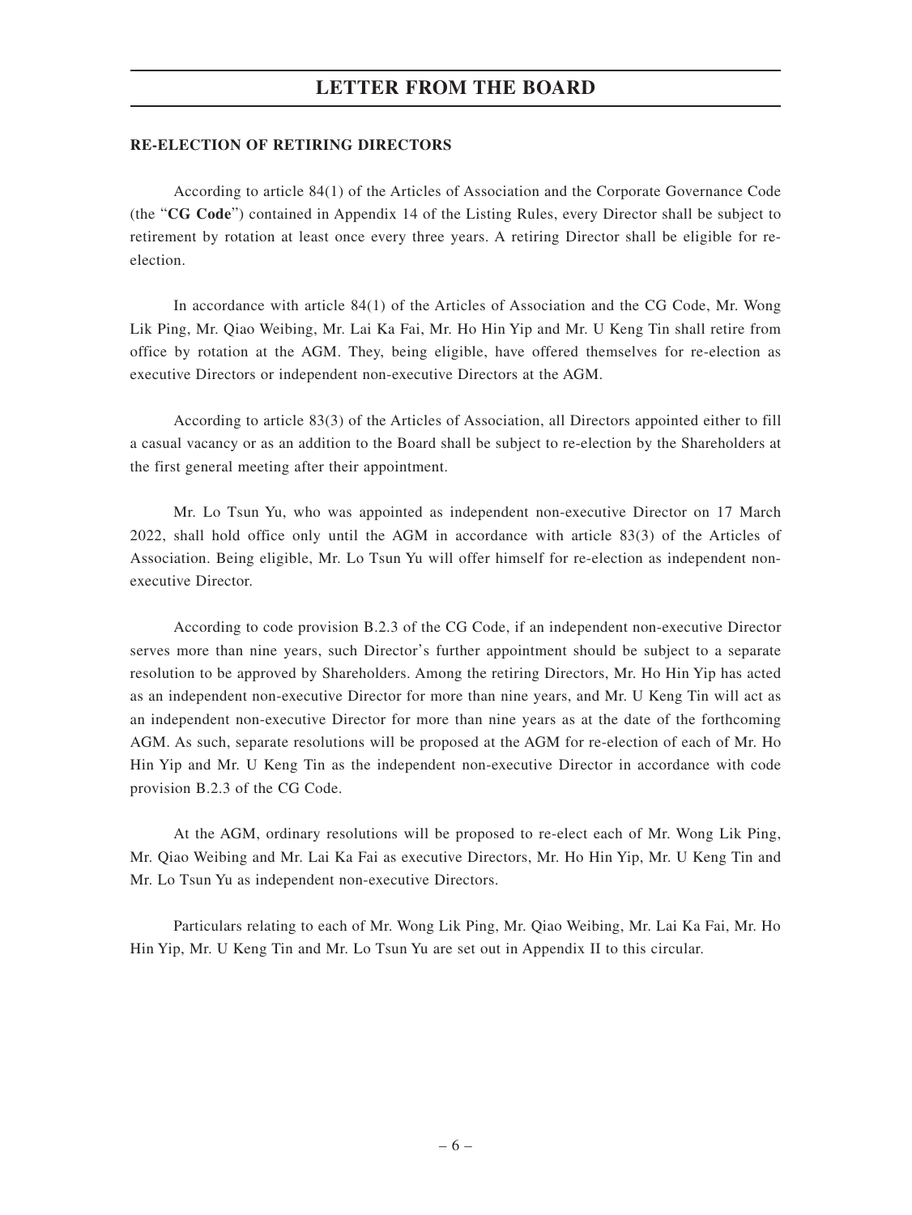# LETTER FROM THE BOARD

**RE-ELECTION OF RETIRING DIRECTORS**

According to article 84(1) of the Articles of Association and the Corporate Governance Code (the "**CG Code**") contained in Appendix 14 of the Listing Rules, every Director shall be subject to retirement by rotation at least once every three years. A retiring Director shall be eligible for re-election.

In accordance with article 84(1) of the Articles of Association and the CG Code, Mr. Wong Lik Ping, Mr. Qiao Weibing, Mr. Lai Ka Fai, Mr. Ho Hin Yip and Mr. U Keng Tin shall retire from office by rotation at the AGM. They, being eligible, have offered themselves for re-election as executive Directors or independent non-executive Directors at the AGM.

According to article 83(3) of the Articles of Association, all Directors appointed either to fill a casual vacancy or as an addition to the Board shall be subject to re-election by the Shareholders at the first general meeting after their appointment.

Mr. Lo Tsun Yu, who was appointed as independent non-executive Director on 17 March 2022, shall hold office only until the AGM in accordance with article 83(3) of the Articles of Association. Being eligible, Mr. Lo Tsun Yu will offer himself for re-election as independent non-executive Director.

According to code provision B.2.3 of the CG Code, if an independent non-executive Director serves more than nine years, such Director's further appointment should be subject to a separate resolution to be approved by Shareholders. Among the retiring Directors, Mr. Ho Hin Yip has acted as an independent non-executive Director for more than nine years, and Mr. U Keng Tin will act as an independent non-executive Director for more than nine years as at the date of the forthcoming AGM. As such, separate resolutions will be proposed at the AGM for re-election of each of Mr. Ho Hin Yip and Mr. U Keng Tin as the independent non-executive Director in accordance with code provision B.2.3 of the CG Code.

At the AGM, ordinary resolutions will be proposed to re-elect each of Mr. Wong Lik Ping, Mr. Qiao Weibing and Mr. Lai Ka Fai as executive Directors, Mr. Ho Hin Yip, Mr. U Keng Tin and Mr. Lo Tsun Yu as independent non-executive Directors.

Particulars relating to each of Mr. Wong Lik Ping, Mr. Qiao Weibing, Mr. Lai Ka Fai, Mr. Ho Hin Yip, Mr. U Keng Tin and Mr. Lo Tsun Yu are set out in Appendix II to this circular.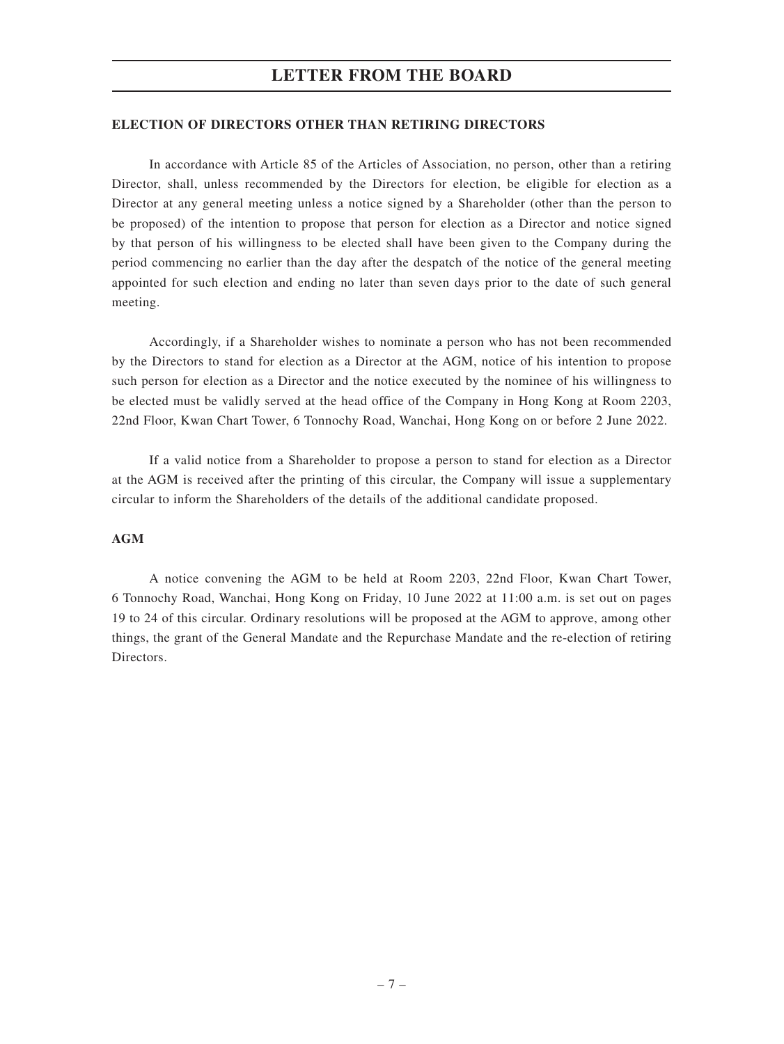**ELECTION OF DIRECTORS OTHER THAN RETIRING DIRECTORS**

In accordance with Article 85 of the Articles of Association, no person, other than a retiring Director, shall, unless recommended by the Directors for election, be eligible for election as a Director at any general meeting unless a notice signed by a Shareholder (other than the person to be proposed) of the intention to propose that person for election as a Director and notice signed by that person of his willingness to be elected shall have been given to the Company during the period commencing no earlier than the day after the despatch of the notice of the general meeting appointed for such election and ending no later than seven days prior to the date of such general meeting.

Accordingly, if a Shareholder wishes to nominate a person who has not been recommended by the Directors to stand for election as a Director at the AGM, notice of his intention to propose such person for election as a Director and the notice executed by the nominee of his willingness to be elected must be validly served at the head office of the Company in Hong Kong at Room 2203, 22nd Floor, Kwan Chart Tower, 6 Tonnochy Road, Wanchai, Hong Kong on or before 2 June 2022.

If a valid notice from a Shareholder to propose a person to stand for election as a Director at the AGM is received after the printing of this circular, the Company will issue a supplementary circular to inform the Shareholders of the details of the additional candidate proposed.

**AGM**

A notice convening the AGM to be held at Room 2203, 22nd Floor, Kwan Chart Tower, 6 Tonnochy Road, Wanchai, Hong Kong on Friday, 10 June 2022 at 11:00 a.m. is set out on pages 19 to 24 of this circular. Ordinary resolutions will be proposed at the AGM to approve, among other things, the grant of the General Mandate and the Repurchase Mandate and the re-election of retiring Directors.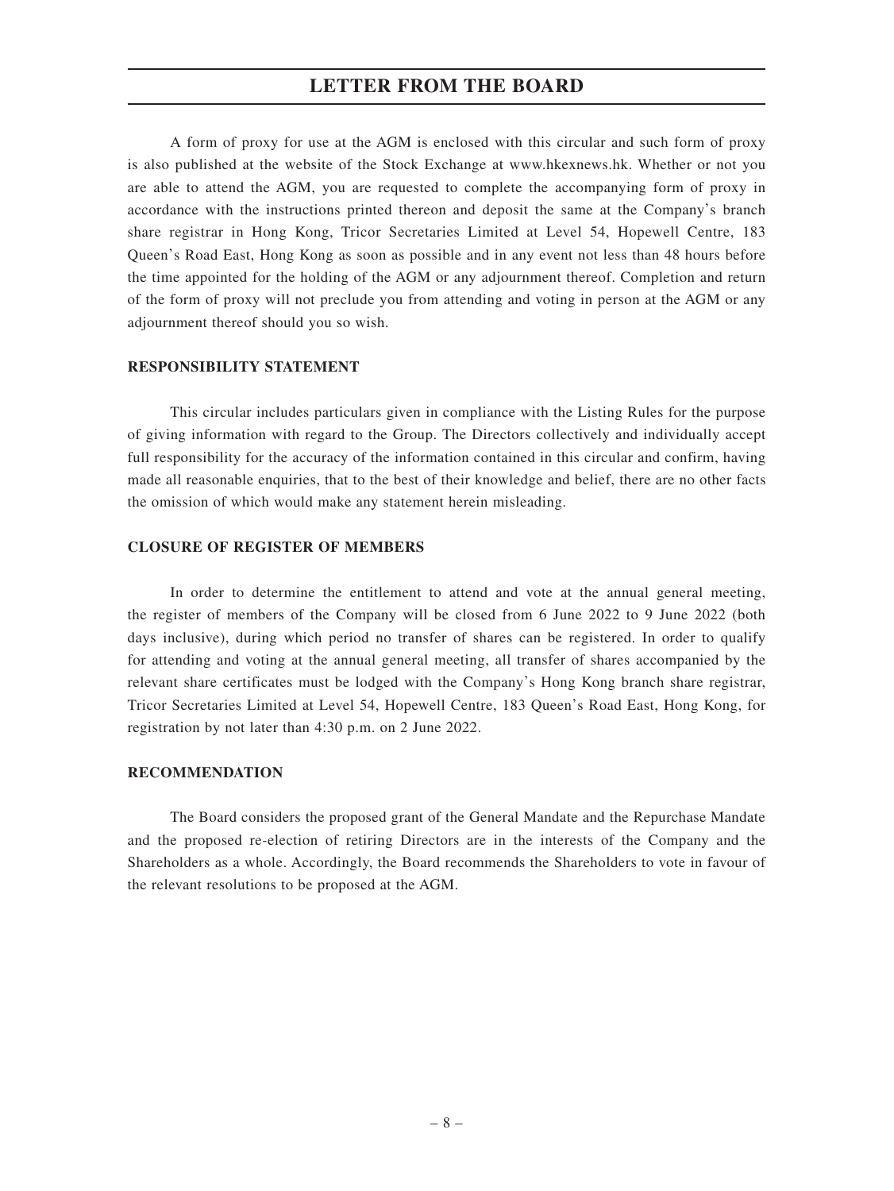# LETTER FROM THE BOARD

A form of proxy for use at the AGM is enclosed with this circular and such form of proxy is also published at the website of the Stock Exchange at www.hkexnews.hk. Whether or not you are able to attend the AGM, you are requested to complete the accompanying form of proxy in accordance with the instructions printed thereon and deposit the same at the Company's branch share registrar in Hong Kong, Tricor Secretaries Limited at Level 54, Hopewell Centre, 183 Queen's Road East, Hong Kong as soon as possible and in any event not less than 48 hours before the time appointed for the holding of the AGM or any adjournment thereof. Completion and return of the form of proxy will not preclude you from attending and voting in person at the AGM or any adjournment thereof should you so wish.

**RESPONSIBILITY STATEMENT**

This circular includes particulars given in compliance with the Listing Rules for the purpose of giving information with regard to the Group. The Directors collectively and individually accept full responsibility for the accuracy of the information contained in this circular and confirm, having made all reasonable enquiries, that to the best of their knowledge and belief, there are no other facts the omission of which would make any statement herein misleading.

**CLOSURE OF REGISTER OF MEMBERS**

In order to determine the entitlement to attend and vote at the annual general meeting, the register of members of the Company will be closed from 6 June 2022 to 9 June 2022 (both days inclusive), during which period no transfer of shares can be registered. In order to qualify for attending and voting at the annual general meeting, all transfer of shares accompanied by the relevant share certificates must be lodged with the Company's Hong Kong branch share registrar, Tricor Secretaries Limited at Level 54, Hopewell Centre, 183 Queen's Road East, Hong Kong, for registration by not later than 4:30 p.m. on 2 June 2022.

**RECOMMENDATION**

The Board considers the proposed grant of the General Mandate and the Repurchase Mandate and the proposed re-election of retiring Directors are in the interests of the Company and the Shareholders as a whole. Accordingly, the Board recommends the Shareholders to vote in favour of the relevant resolutions to be proposed at the AGM.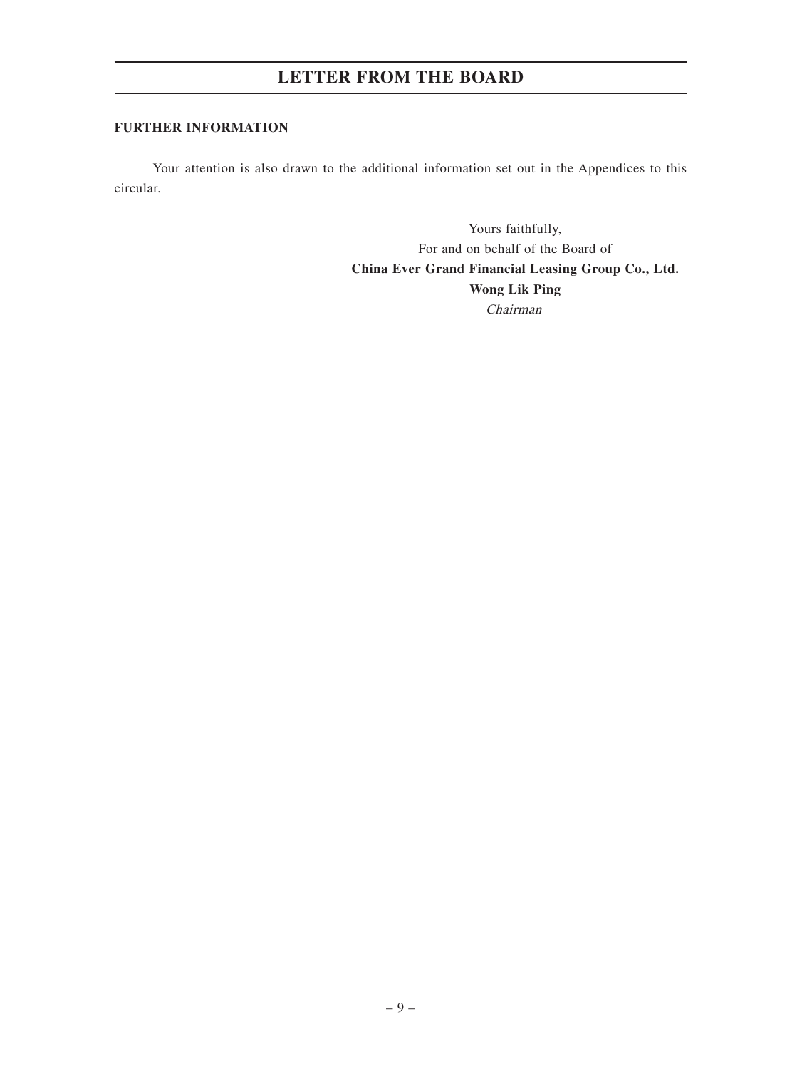# LETTER FROM THE BOARD

**FURTHER INFORMATION**

Your attention is also drawn to the additional information set out in the Appendices to this circular.

Yours faithfully,
For and on behalf of the Board of
**China Ever Grand Financial Leasing Group Co., Ltd.**
**Wong Lik Ping**
*Chairman*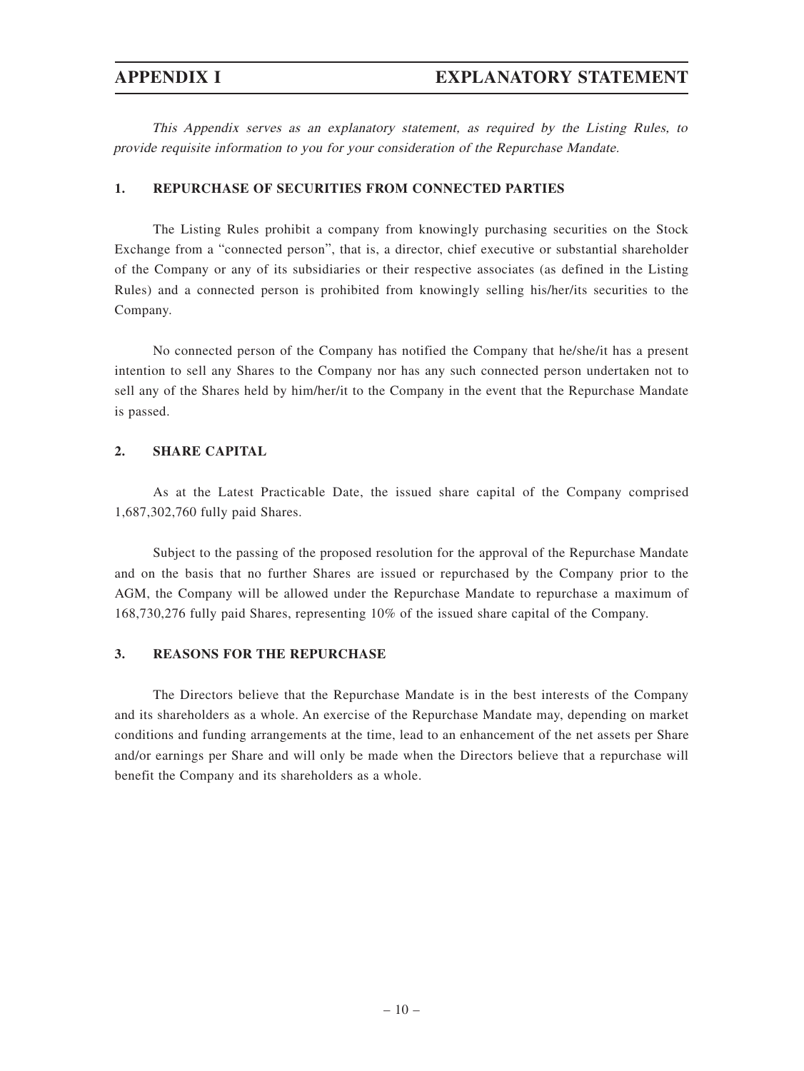# APPENDIX I EXPLANATORY STATEMENT

*This Appendix serves as an explanatory statement, as required by the Listing Rules, to provide requisite information to you for your consideration of the Repurchase Mandate.*

## 1. REPURCHASE OF SECURITIES FROM CONNECTED PARTIES

The Listing Rules prohibit a company from knowingly purchasing securities on the Stock Exchange from a "connected person", that is, a director, chief executive or substantial shareholder of the Company or any of its subsidiaries or their respective associates (as defined in the Listing Rules) and a connected person is prohibited from knowingly selling his/her/its securities to the Company.

No connected person of the Company has notified the Company that he/she/it has a present intention to sell any Shares to the Company nor has any such connected person undertaken not to sell any of the Shares held by him/her/it to the Company in the event that the Repurchase Mandate is passed.

## 2. SHARE CAPITAL

As at the Latest Practicable Date, the issued share capital of the Company comprised 1,687,302,760 fully paid Shares.

Subject to the passing of the proposed resolution for the approval of the Repurchase Mandate and on the basis that no further Shares are issued or repurchased by the Company prior to the AGM, the Company will be allowed under the Repurchase Mandate to repurchase a maximum of 168,730,276 fully paid Shares, representing 10% of the issued share capital of the Company.

## 3. REASONS FOR THE REPURCHASE

The Directors believe that the Repurchase Mandate is in the best interests of the Company and its shareholders as a whole. An exercise of the Repurchase Mandate may, depending on market conditions and funding arrangements at the time, lead to an enhancement of the net assets per Share and/or earnings per Share and will only be made when the Directors believe that a repurchase will benefit the Company and its shareholders as a whole.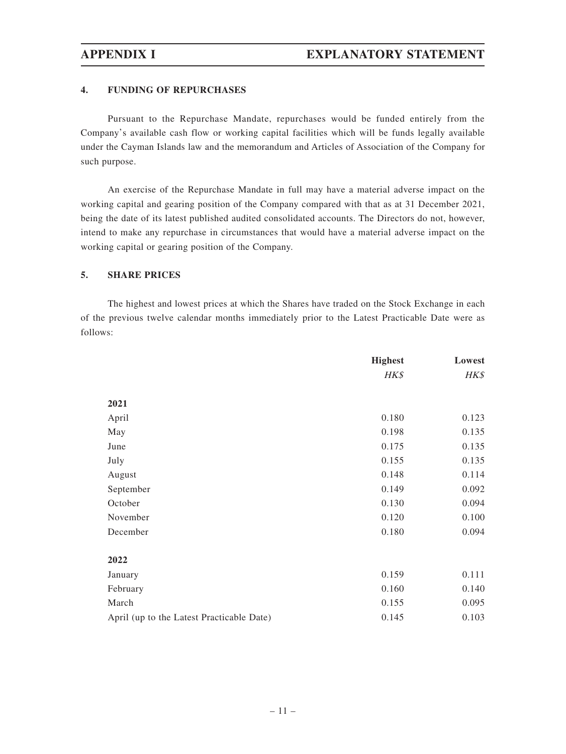## 4. FUNDING OF REPURCHASES

Pursuant to the Repurchase Mandate, repurchases would be funded entirely from the Company's available cash flow or working capital facilities which will be funds legally available under the Cayman Islands law and the memorandum and Articles of Association of the Company for such purpose.

An exercise of the Repurchase Mandate in full may have a material adverse impact on the working capital and gearing position of the Company compared with that as at 31 December 2021, being the date of its latest published audited consolidated accounts. The Directors do not, however, intend to make any repurchase in circumstances that would have a material adverse impact on the working capital or gearing position of the Company.

## 5. SHARE PRICES

The highest and lowest prices at which the Shares have traded on the Stock Exchange in each of the previous twelve calendar months immediately prior to the Latest Practicable Date were as follows:

| | Highest | Lowest |
|---|---|---|
| | *HK$* | *HK$* |
| **2021** | | |
| April | 0.180 | 0.123 |
| May | 0.198 | 0.135 |
| June | 0.175 | 0.135 |
| July | 0.155 | 0.135 |
| August | 0.148 | 0.114 |
| September | 0.149 | 0.092 |
| October | 0.130 | 0.094 |
| November | 0.120 | 0.100 |
| December | 0.180 | 0.094 |
| **2022** | | |
| January | 0.159 | 0.111 |
| February | 0.160 | 0.140 |
| March | 0.155 | 0.095 |
| April (up to the Latest Practicable Date) | 0.145 | 0.103 |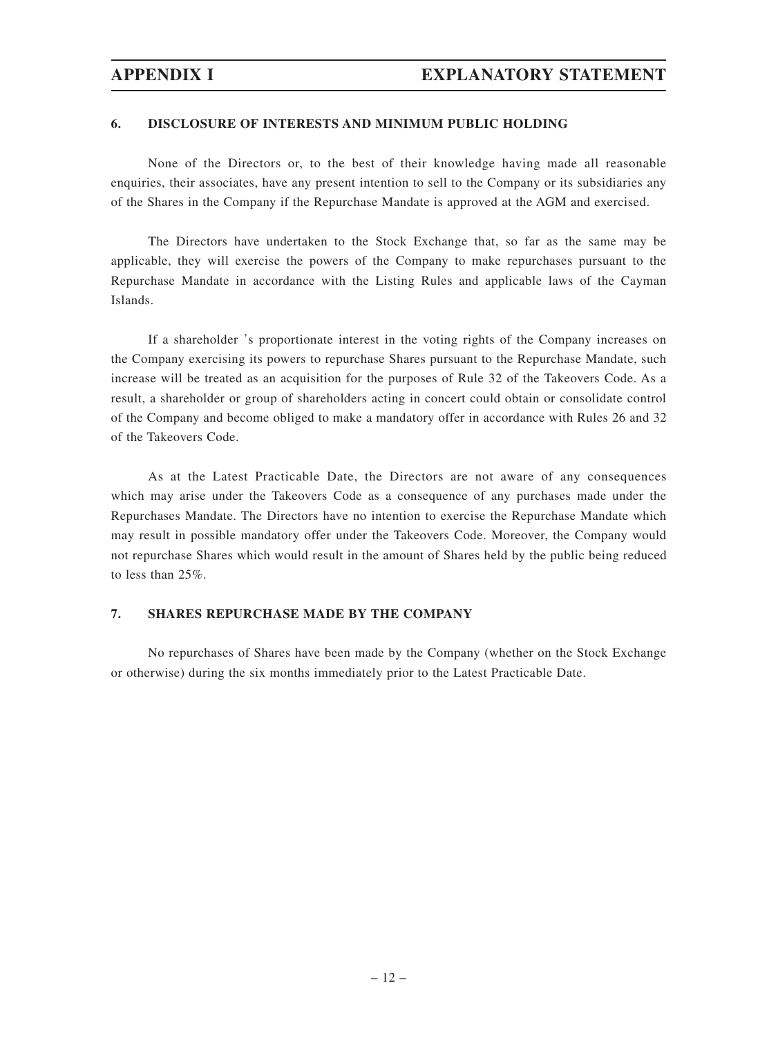## 6. DISCLOSURE OF INTERESTS AND MINIMUM PUBLIC HOLDING

None of the Directors or, to the best of their knowledge having made all reasonable enquiries, their associates, have any present intention to sell to the Company or its subsidiaries any of the Shares in the Company if the Repurchase Mandate is approved at the AGM and exercised.

The Directors have undertaken to the Stock Exchange that, so far as the same may be applicable, they will exercise the powers of the Company to make repurchases pursuant to the Repurchase Mandate in accordance with the Listing Rules and applicable laws of the Cayman Islands.

If a shareholder 's proportionate interest in the voting rights of the Company increases on the Company exercising its powers to repurchase Shares pursuant to the Repurchase Mandate, such increase will be treated as an acquisition for the purposes of Rule 32 of the Takeovers Code. As a result, a shareholder or group of shareholders acting in concert could obtain or consolidate control of the Company and become obliged to make a mandatory offer in accordance with Rules 26 and 32 of the Takeovers Code.

As at the Latest Practicable Date, the Directors are not aware of any consequences which may arise under the Takeovers Code as a consequence of any purchases made under the Repurchases Mandate. The Directors have no intention to exercise the Repurchase Mandate which may result in possible mandatory offer under the Takeovers Code. Moreover, the Company would not repurchase Shares which would result in the amount of Shares held by the public being reduced to less than 25%.

## 7. SHARES REPURCHASE MADE BY THE COMPANY

No repurchases of Shares have been made by the Company (whether on the Stock Exchange or otherwise) during the six months immediately prior to the Latest Practicable Date.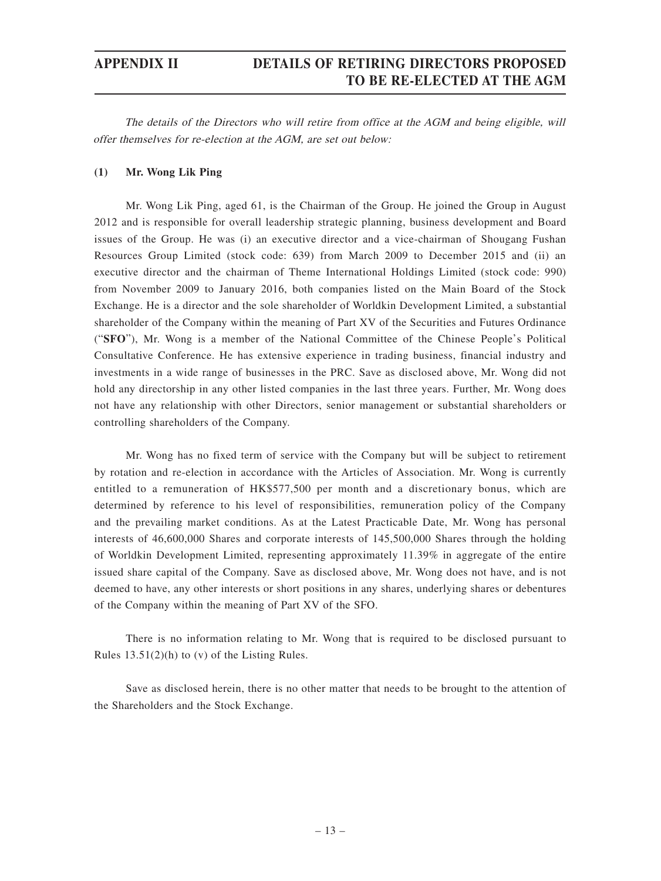# APPENDIX II DETAILS OF RETIRING DIRECTORS PROPOSED TO BE RE-ELECTED AT THE AGM

*The details of the Directors who will retire from office at the AGM and being eligible, will offer themselves for re-election at the AGM, are set out below:*

**(1) Mr. Wong Lik Ping**

Mr. Wong Lik Ping, aged 61, is the Chairman of the Group. He joined the Group in August 2012 and is responsible for overall leadership strategic planning, business development and Board issues of the Group. He was (i) an executive director and a vice-chairman of Shougang Fushan Resources Group Limited (stock code: 639) from March 2009 to December 2015 and (ii) an executive director and the chairman of Theme International Holdings Limited (stock code: 990) from November 2009 to January 2016, both companies listed on the Main Board of the Stock Exchange. He is a director and the sole shareholder of Worldkin Development Limited, a substantial shareholder of the Company within the meaning of Part XV of the Securities and Futures Ordinance ("**SFO**"), Mr. Wong is a member of the National Committee of the Chinese People's Political Consultative Conference. He has extensive experience in trading business, financial industry and investments in a wide range of businesses in the PRC. Save as disclosed above, Mr. Wong did not hold any directorship in any other listed companies in the last three years. Further, Mr. Wong does not have any relationship with other Directors, senior management or substantial shareholders or controlling shareholders of the Company.

Mr. Wong has no fixed term of service with the Company but will be subject to retirement by rotation and re-election in accordance with the Articles of Association. Mr. Wong is currently entitled to a remuneration of HK$577,500 per month and a discretionary bonus, which are determined by reference to his level of responsibilities, remuneration policy of the Company and the prevailing market conditions. As at the Latest Practicable Date, Mr. Wong has personal interests of 46,600,000 Shares and corporate interests of 145,500,000 Shares through the holding of Worldkin Development Limited, representing approximately 11.39% in aggregate of the entire issued share capital of the Company. Save as disclosed above, Mr. Wong does not have, and is not deemed to have, any other interests or short positions in any shares, underlying shares or debentures of the Company within the meaning of Part XV of the SFO.

There is no information relating to Mr. Wong that is required to be disclosed pursuant to Rules 13.51(2)(h) to (v) of the Listing Rules.

Save as disclosed herein, there is no other matter that needs to be brought to the attention of the Shareholders and the Stock Exchange.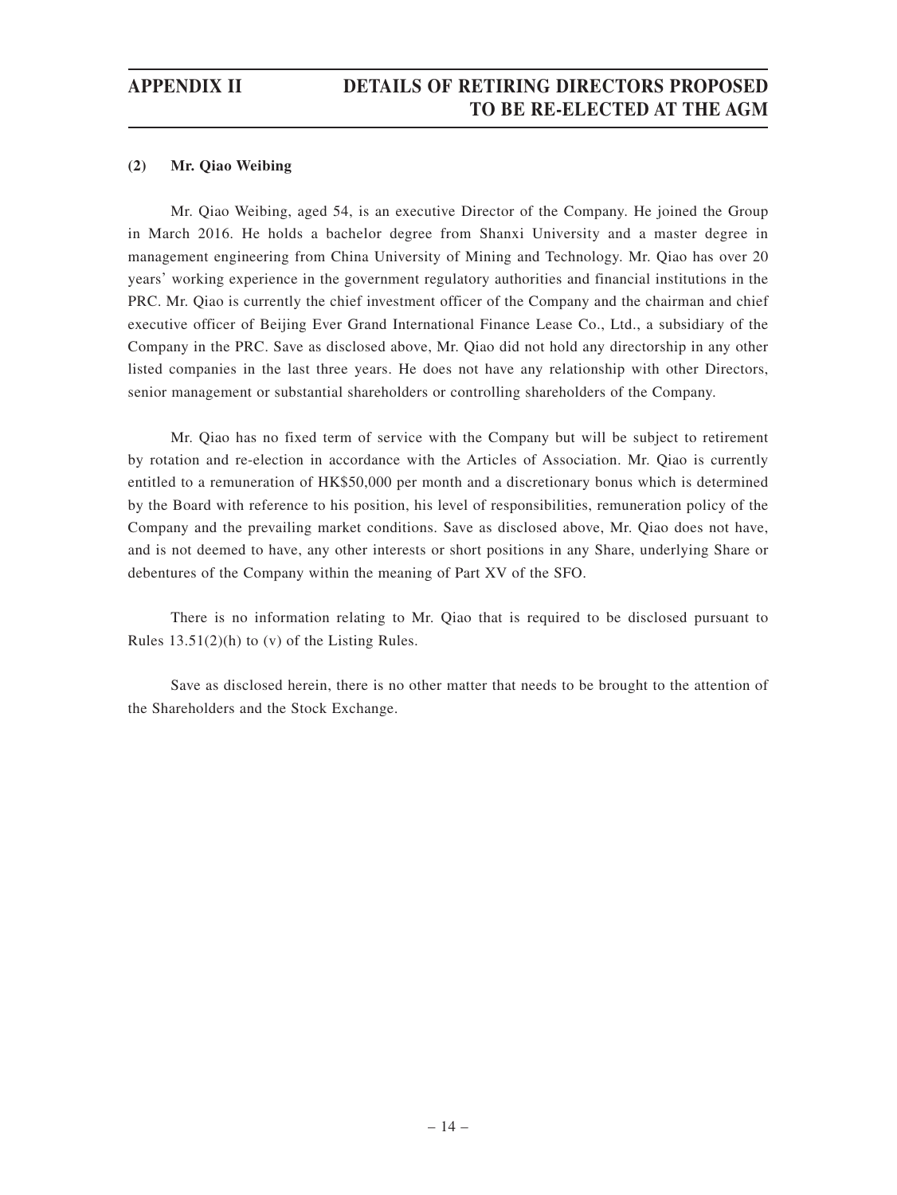**(2) Mr. Qiao Weibing**

Mr. Qiao Weibing, aged 54, is an executive Director of the Company. He joined the Group in March 2016. He holds a bachelor degree from Shanxi University and a master degree in management engineering from China University of Mining and Technology. Mr. Qiao has over 20 years' working experience in the government regulatory authorities and financial institutions in the PRC. Mr. Qiao is currently the chief investment officer of the Company and the chairman and chief executive officer of Beijing Ever Grand International Finance Lease Co., Ltd., a subsidiary of the Company in the PRC. Save as disclosed above, Mr. Qiao did not hold any directorship in any other listed companies in the last three years. He does not have any relationship with other Directors, senior management or substantial shareholders or controlling shareholders of the Company.

Mr. Qiao has no fixed term of service with the Company but will be subject to retirement by rotation and re-election in accordance with the Articles of Association. Mr. Qiao is currently entitled to a remuneration of HK$50,000 per month and a discretionary bonus which is determined by the Board with reference to his position, his level of responsibilities, remuneration policy of the Company and the prevailing market conditions. Save as disclosed above, Mr. Qiao does not have, and is not deemed to have, any other interests or short positions in any Share, underlying Share or debentures of the Company within the meaning of Part XV of the SFO.

There is no information relating to Mr. Qiao that is required to be disclosed pursuant to Rules 13.51(2)(h) to (v) of the Listing Rules.

Save as disclosed herein, there is no other matter that needs to be brought to the attention of the Shareholders and the Stock Exchange.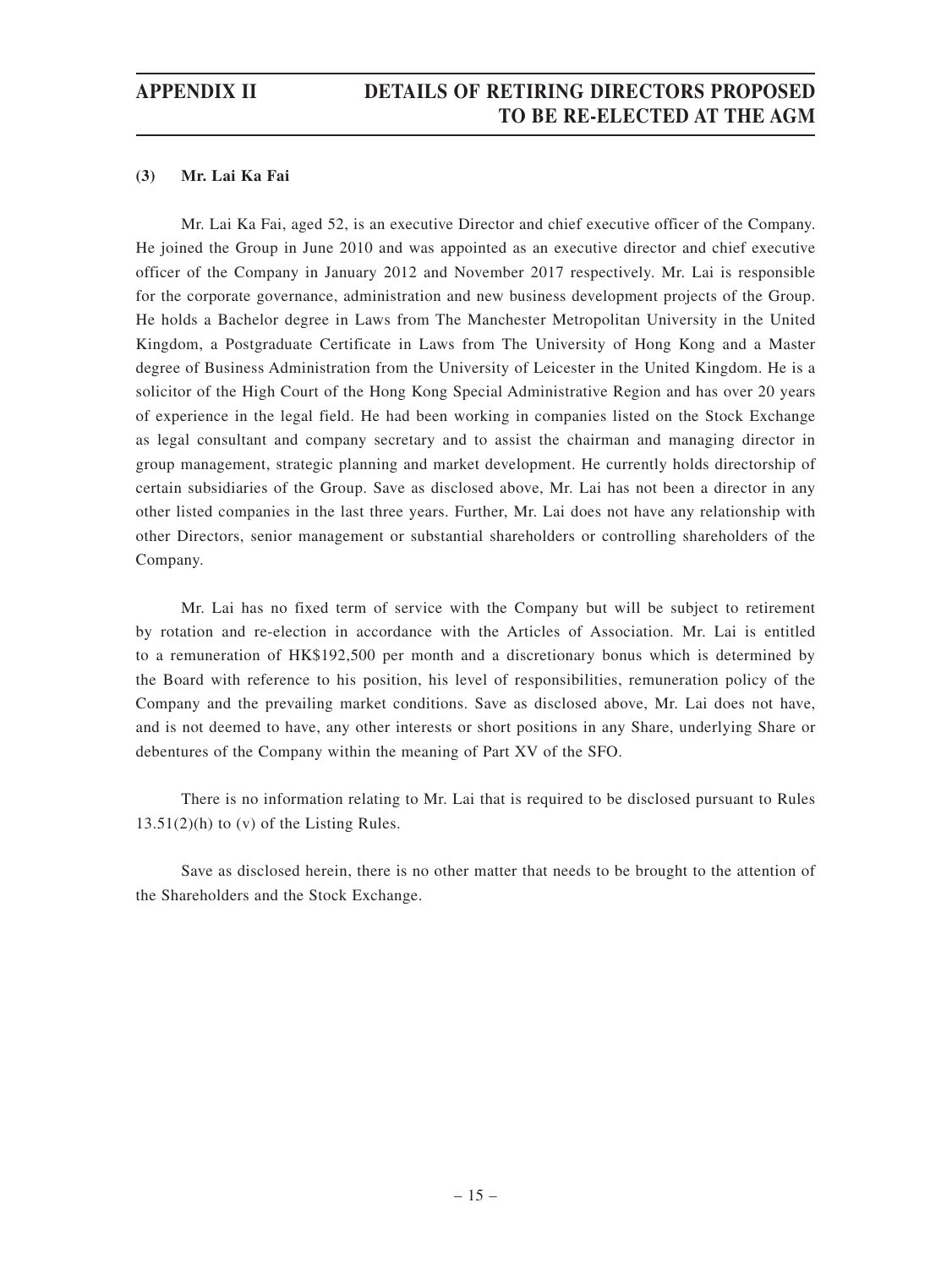### (3) Mr. Lai Ka Fai

Mr. Lai Ka Fai, aged 52, is an executive Director and chief executive officer of the Company. He joined the Group in June 2010 and was appointed as an executive director and chief executive officer of the Company in January 2012 and November 2017 respectively. Mr. Lai is responsible for the corporate governance, administration and new business development projects of the Group. He holds a Bachelor degree in Laws from The Manchester Metropolitan University in the United Kingdom, a Postgraduate Certificate in Laws from The University of Hong Kong and a Master degree of Business Administration from the University of Leicester in the United Kingdom. He is a solicitor of the High Court of the Hong Kong Special Administrative Region and has over 20 years of experience in the legal field. He had been working in companies listed on the Stock Exchange as legal consultant and company secretary and to assist the chairman and managing director in group management, strategic planning and market development. He currently holds directorship of certain subsidiaries of the Group. Save as disclosed above, Mr. Lai has not been a director in any other listed companies in the last three years. Further, Mr. Lai does not have any relationship with other Directors, senior management or substantial shareholders or controlling shareholders of the Company.

Mr. Lai has no fixed term of service with the Company but will be subject to retirement by rotation and re-election in accordance with the Articles of Association. Mr. Lai is entitled to a remuneration of HK$192,500 per month and a discretionary bonus which is determined by the Board with reference to his position, his level of responsibilities, remuneration policy of the Company and the prevailing market conditions. Save as disclosed above, Mr. Lai does not have, and is not deemed to have, any other interests or short positions in any Share, underlying Share or debentures of the Company within the meaning of Part XV of the SFO.

There is no information relating to Mr. Lai that is required to be disclosed pursuant to Rules 13.51(2)(h) to (v) of the Listing Rules.

Save as disclosed herein, there is no other matter that needs to be brought to the attention of the Shareholders and the Stock Exchange.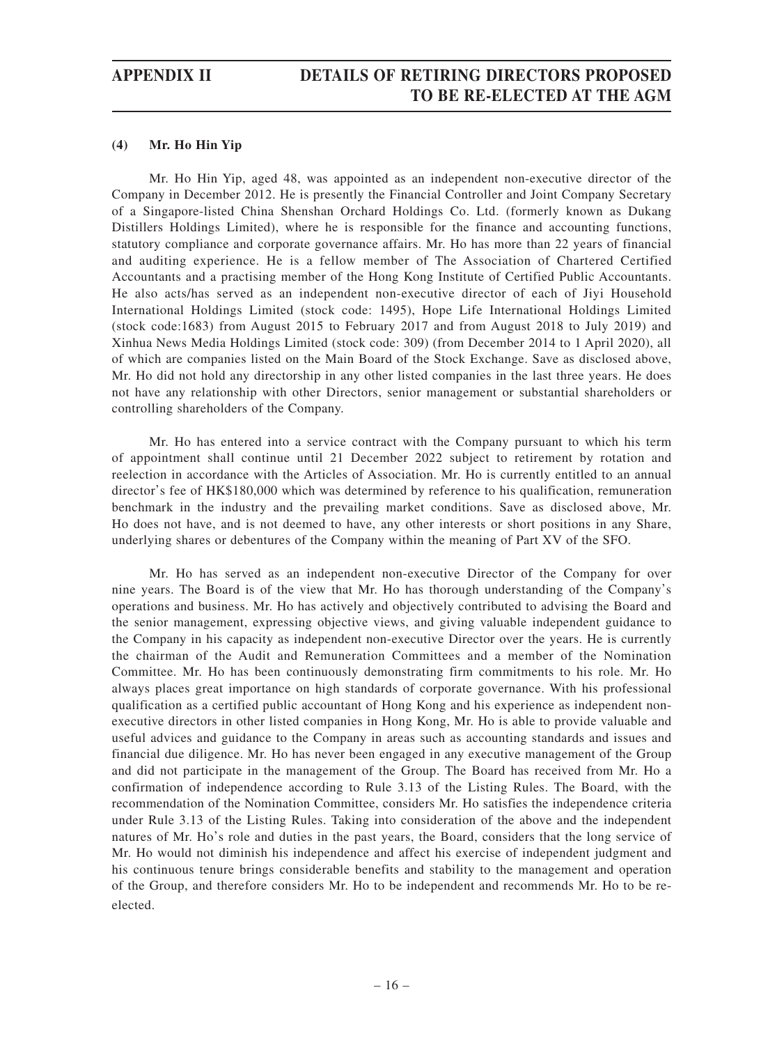#### (4) Mr. Ho Hin Yip

Mr. Ho Hin Yip, aged 48, was appointed as an independent non-executive director of the Company in December 2012. He is presently the Financial Controller and Joint Company Secretary of a Singapore-listed China Shenshan Orchard Holdings Co. Ltd. (formerly known as Dukang Distillers Holdings Limited), where he is responsible for the finance and accounting functions, statutory compliance and corporate governance affairs. Mr. Ho has more than 22 years of financial and auditing experience. He is a fellow member of The Association of Chartered Certified Accountants and a practising member of the Hong Kong Institute of Certified Public Accountants. He also acts/has served as an independent non-executive director of each of Jiyi Household International Holdings Limited (stock code: 1495), Hope Life International Holdings Limited (stock code:1683) from August 2015 to February 2017 and from August 2018 to July 2019) and Xinhua News Media Holdings Limited (stock code: 309) (from December 2014 to 1 April 2020), all of which are companies listed on the Main Board of the Stock Exchange. Save as disclosed above, Mr. Ho did not hold any directorship in any other listed companies in the last three years. He does not have any relationship with other Directors, senior management or substantial shareholders or controlling shareholders of the Company.

Mr. Ho has entered into a service contract with the Company pursuant to which his term of appointment shall continue until 21 December 2022 subject to retirement by rotation and reelection in accordance with the Articles of Association. Mr. Ho is currently entitled to an annual director's fee of HK$180,000 which was determined by reference to his qualification, remuneration benchmark in the industry and the prevailing market conditions. Save as disclosed above, Mr. Ho does not have, and is not deemed to have, any other interests or short positions in any Share, underlying shares or debentures of the Company within the meaning of Part XV of the SFO.

Mr. Ho has served as an independent non-executive Director of the Company for over nine years. The Board is of the view that Mr. Ho has thorough understanding of the Company's operations and business. Mr. Ho has actively and objectively contributed to advising the Board and the senior management, expressing objective views, and giving valuable independent guidance to the Company in his capacity as independent non-executive Director over the years. He is currently the chairman of the Audit and Remuneration Committees and a member of the Nomination Committee. Mr. Ho has been continuously demonstrating firm commitments to his role. Mr. Ho always places great importance on high standards of corporate governance. With his professional qualification as a certified public accountant of Hong Kong and his experience as independent non-executive directors in other listed companies in Hong Kong, Mr. Ho is able to provide valuable and useful advices and guidance to the Company in areas such as accounting standards and issues and financial due diligence. Mr. Ho has never been engaged in any executive management of the Group and did not participate in the management of the Group. The Board has received from Mr. Ho a confirmation of independence according to Rule 3.13 of the Listing Rules. The Board, with the recommendation of the Nomination Committee, considers Mr. Ho satisfies the independence criteria under Rule 3.13 of the Listing Rules. Taking into consideration of the above and the independent natures of Mr. Ho's role and duties in the past years, the Board, considers that the long service of Mr. Ho would not diminish his independence and affect his exercise of independent judgment and his continuous tenure brings considerable benefits and stability to the management and operation of the Group, and therefore considers Mr. Ho to be independent and recommends Mr. Ho to be re-elected.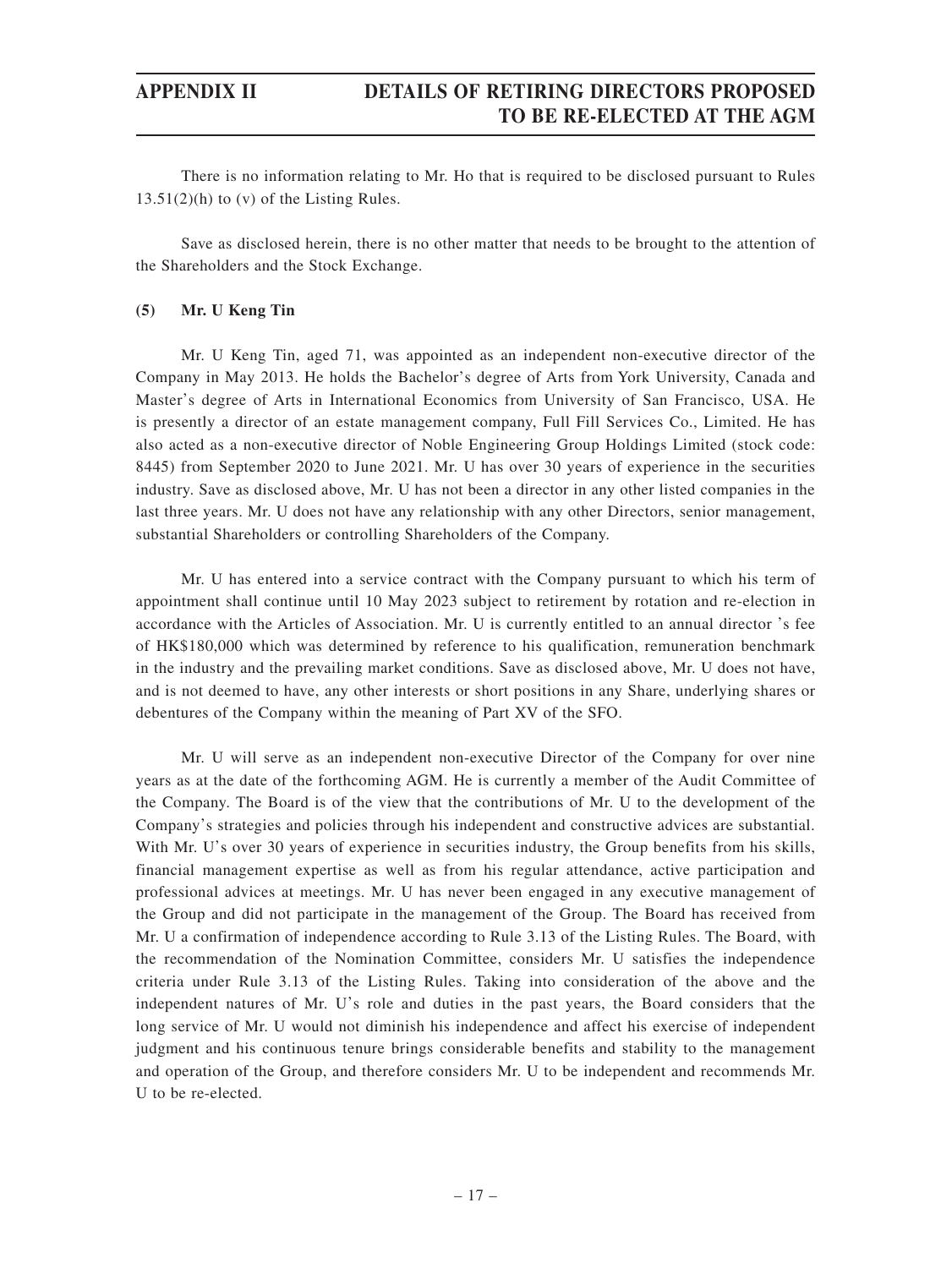There is no information relating to Mr. Ho that is required to be disclosed pursuant to Rules 13.51(2)(h) to (v) of the Listing Rules.

Save as disclosed herein, there is no other matter that needs to be brought to the attention of the Shareholders and the Stock Exchange.

**(5) Mr. U Keng Tin**

Mr. U Keng Tin, aged 71, was appointed as an independent non-executive director of the Company in May 2013. He holds the Bachelor's degree of Arts from York University, Canada and Master's degree of Arts in International Economics from University of San Francisco, USA. He is presently a director of an estate management company, Full Fill Services Co., Limited. He has also acted as a non-executive director of Noble Engineering Group Holdings Limited (stock code: 8445) from September 2020 to June 2021. Mr. U has over 30 years of experience in the securities industry. Save as disclosed above, Mr. U has not been a director in any other listed companies in the last three years. Mr. U does not have any relationship with any other Directors, senior management, substantial Shareholders or controlling Shareholders of the Company.

Mr. U has entered into a service contract with the Company pursuant to which his term of appointment shall continue until 10 May 2023 subject to retirement by rotation and re-election in accordance with the Articles of Association. Mr. U is currently entitled to an annual director 's fee of HK$180,000 which was determined by reference to his qualification, remuneration benchmark in the industry and the prevailing market conditions. Save as disclosed above, Mr. U does not have, and is not deemed to have, any other interests or short positions in any Share, underlying shares or debentures of the Company within the meaning of Part XV of the SFO.

Mr. U will serve as an independent non-executive Director of the Company for over nine years as at the date of the forthcoming AGM. He is currently a member of the Audit Committee of the Company. The Board is of the view that the contributions of Mr. U to the development of the Company's strategies and policies through his independent and constructive advices are substantial. With Mr. U's over 30 years of experience in securities industry, the Group benefits from his skills, financial management expertise as well as from his regular attendance, active participation and professional advices at meetings. Mr. U has never been engaged in any executive management of the Group and did not participate in the management of the Group. The Board has received from Mr. U a confirmation of independence according to Rule 3.13 of the Listing Rules. The Board, with the recommendation of the Nomination Committee, considers Mr. U satisfies the independence criteria under Rule 3.13 of the Listing Rules. Taking into consideration of the above and the independent natures of Mr. U's role and duties in the past years, the Board considers that the long service of Mr. U would not diminish his independence and affect his exercise of independent judgment and his continuous tenure brings considerable benefits and stability to the management and operation of the Group, and therefore considers Mr. U to be independent and recommends Mr. U to be re-elected.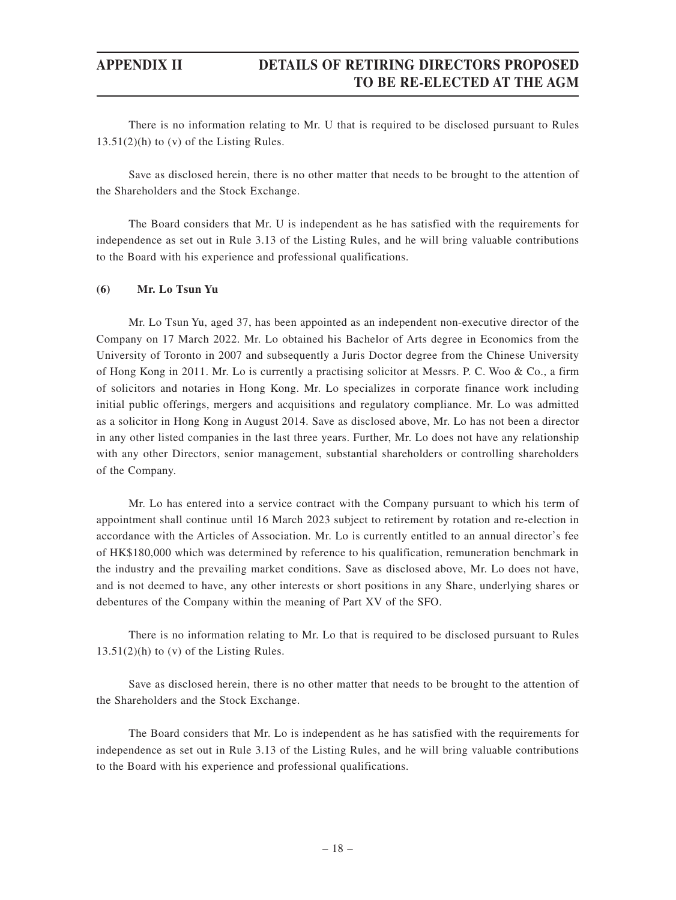There is no information relating to Mr. U that is required to be disclosed pursuant to Rules 13.51(2)(h) to (v) of the Listing Rules.

Save as disclosed herein, there is no other matter that needs to be brought to the attention of the Shareholders and the Stock Exchange.

The Board considers that Mr. U is independent as he has satisfied with the requirements for independence as set out in Rule 3.13 of the Listing Rules, and he will bring valuable contributions to the Board with his experience and professional qualifications.

**(6) Mr. Lo Tsun Yu**

Mr. Lo Tsun Yu, aged 37, has been appointed as an independent non-executive director of the Company on 17 March 2022. Mr. Lo obtained his Bachelor of Arts degree in Economics from the University of Toronto in 2007 and subsequently a Juris Doctor degree from the Chinese University of Hong Kong in 2011. Mr. Lo is currently a practising solicitor at Messrs. P. C. Woo & Co., a firm of solicitors and notaries in Hong Kong. Mr. Lo specializes in corporate finance work including initial public offerings, mergers and acquisitions and regulatory compliance. Mr. Lo was admitted as a solicitor in Hong Kong in August 2014. Save as disclosed above, Mr. Lo has not been a director in any other listed companies in the last three years. Further, Mr. Lo does not have any relationship with any other Directors, senior management, substantial shareholders or controlling shareholders of the Company.

Mr. Lo has entered into a service contract with the Company pursuant to which his term of appointment shall continue until 16 March 2023 subject to retirement by rotation and re-election in accordance with the Articles of Association. Mr. Lo is currently entitled to an annual director's fee of HK$180,000 which was determined by reference to his qualification, remuneration benchmark in the industry and the prevailing market conditions. Save as disclosed above, Mr. Lo does not have, and is not deemed to have, any other interests or short positions in any Share, underlying shares or debentures of the Company within the meaning of Part XV of the SFO.

There is no information relating to Mr. Lo that is required to be disclosed pursuant to Rules 13.51(2)(h) to (v) of the Listing Rules.

Save as disclosed herein, there is no other matter that needs to be brought to the attention of the Shareholders and the Stock Exchange.

The Board considers that Mr. Lo is independent as he has satisfied with the requirements for independence as set out in Rule 3.13 of the Listing Rules, and he will bring valuable contributions to the Board with his experience and professional qualifications.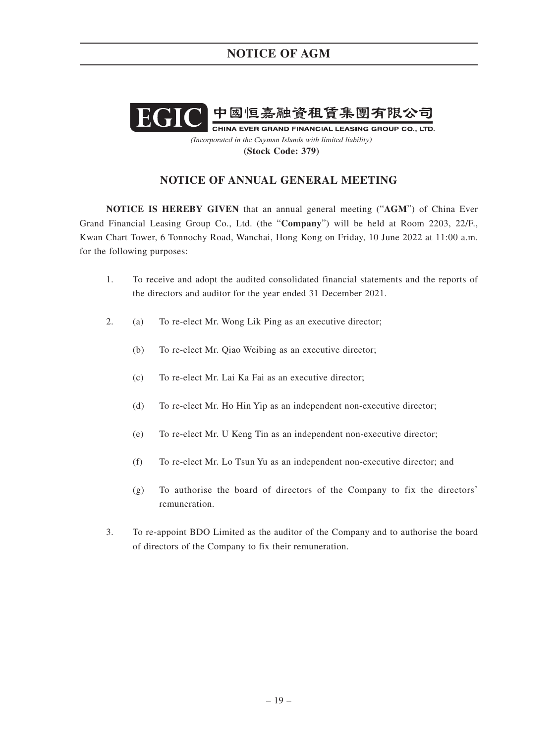EGIC 中國恒嘉融資租賃集團有限公司

CHINA EVER GRAND FINANCIAL LEASING GROUP CO., LTD.

*(Incorporated in the Cayman Islands with limited liability)*

**(Stock Code: 379)**

## NOTICE OF ANNUAL GENERAL MEETING

**NOTICE IS HEREBY GIVEN** that an annual general meeting ("**AGM**") of China Ever Grand Financial Leasing Group Co., Ltd. (the "**Company**") will be held at Room 2203, 22/F., Kwan Chart Tower, 6 Tonnochy Road, Wanchai, Hong Kong on Friday, 10 June 2022 at 11:00 a.m. for the following purposes:

1. To receive and adopt the audited consolidated financial statements and the reports of the directors and auditor for the year ended 31 December 2021.

2. (a) To re-elect Mr. Wong Lik Ping as an executive director;

   (b) To re-elect Mr. Qiao Weibing as an executive director;

   (c) To re-elect Mr. Lai Ka Fai as an executive director;

   (d) To re-elect Mr. Ho Hin Yip as an independent non-executive director;

   (e) To re-elect Mr. U Keng Tin as an independent non-executive director;

   (f) To re-elect Mr. Lo Tsun Yu as an independent non-executive director; and

   (g) To authorise the board of directors of the Company to fix the directors' remuneration.

3. To re-appoint BDO Limited as the auditor of the Company and to authorise the board of directors of the Company to fix their remuneration.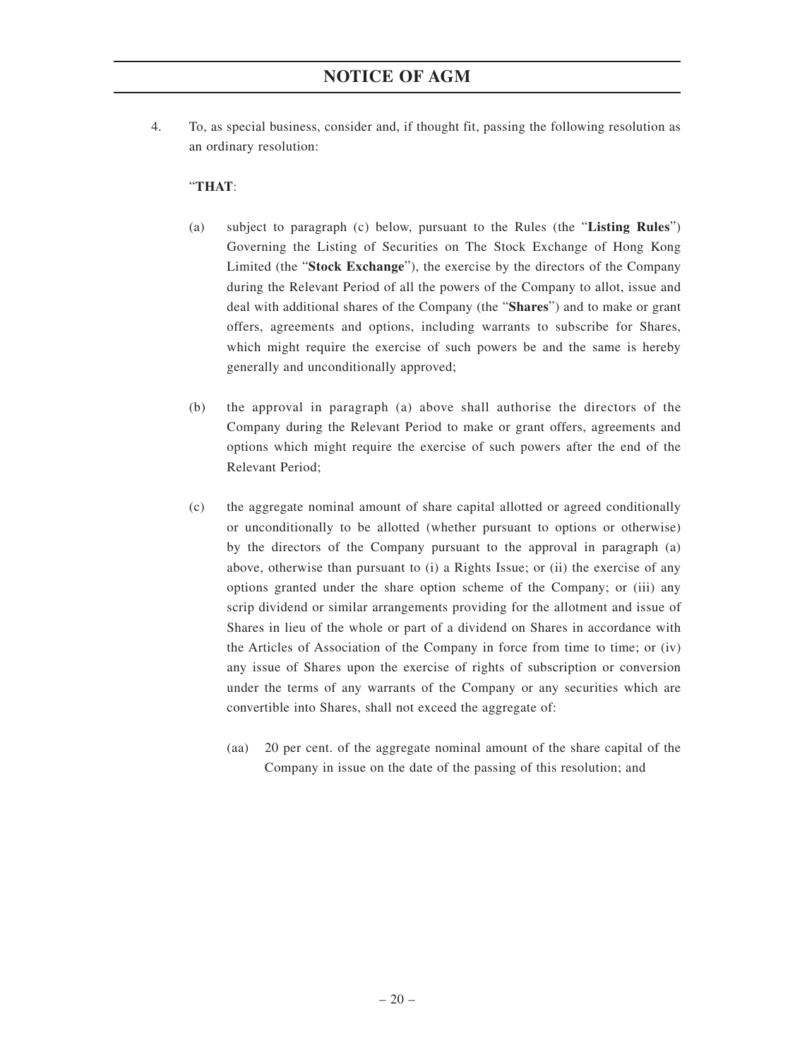4. To, as special business, consider and, if thought fit, passing the following resolution as an ordinary resolution:

"**THAT**:

(a) subject to paragraph (c) below, pursuant to the Rules (the "**Listing Rules**") Governing the Listing of Securities on The Stock Exchange of Hong Kong Limited (the "**Stock Exchange**"), the exercise by the directors of the Company during the Relevant Period of all the powers of the Company to allot, issue and deal with additional shares of the Company (the "**Shares**") and to make or grant offers, agreements and options, including warrants to subscribe for Shares, which might require the exercise of such powers be and the same is hereby generally and unconditionally approved;

(b) the approval in paragraph (a) above shall authorise the directors of the Company during the Relevant Period to make or grant offers, agreements and options which might require the exercise of such powers after the end of the Relevant Period;

(c) the aggregate nominal amount of share capital allotted or agreed conditionally or unconditionally to be allotted (whether pursuant to options or otherwise) by the directors of the Company pursuant to the approval in paragraph (a) above, otherwise than pursuant to (i) a Rights Issue; or (ii) the exercise of any options granted under the share option scheme of the Company; or (iii) any scrip dividend or similar arrangements providing for the allotment and issue of Shares in lieu of the whole or part of a dividend on Shares in accordance with the Articles of Association of the Company in force from time to time; or (iv) any issue of Shares upon the exercise of rights of subscription or conversion under the terms of any warrants of the Company or any securities which are convertible into Shares, shall not exceed the aggregate of:

   (aa) 20 per cent. of the aggregate nominal amount of the share capital of the Company in issue on the date of the passing of this resolution; and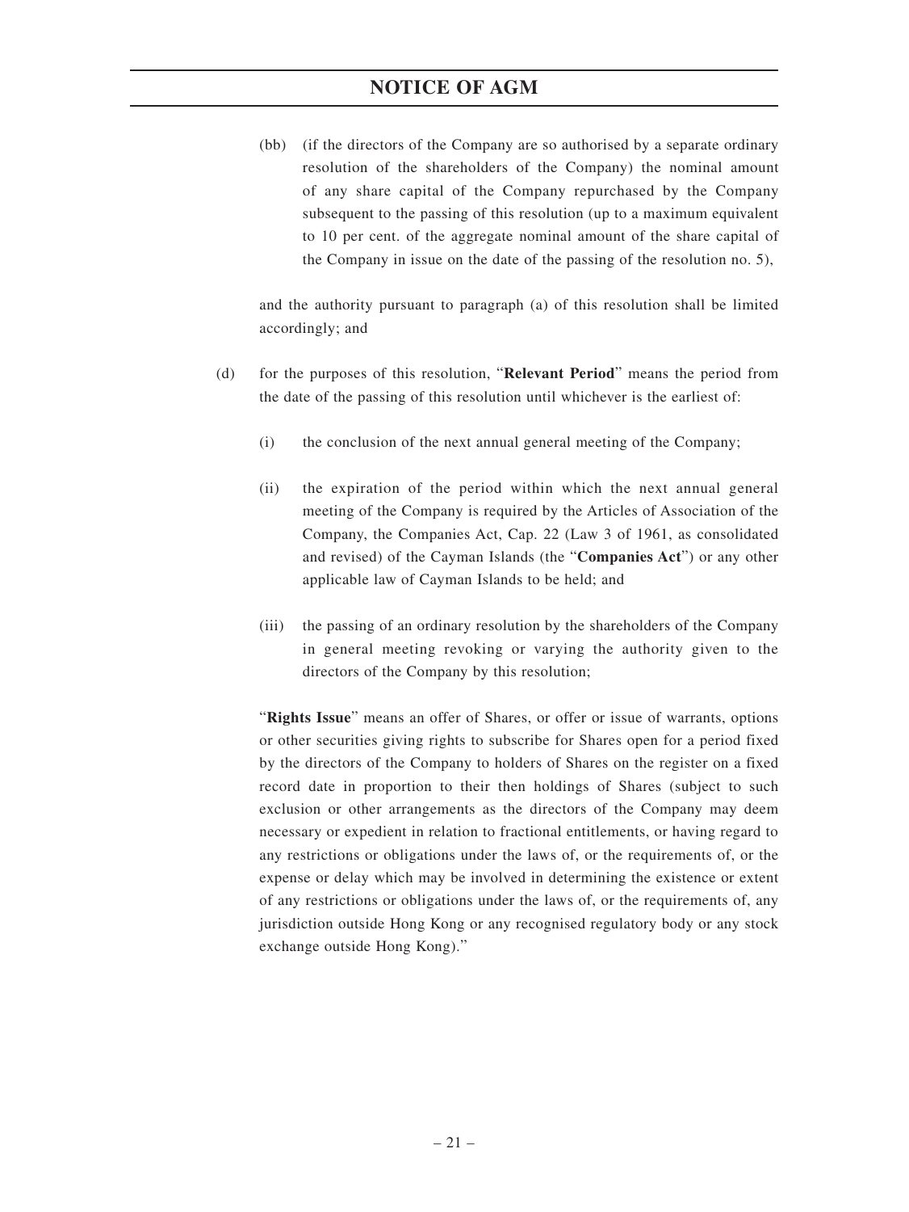(bb) (if the directors of the Company are so authorised by a separate ordinary resolution of the shareholders of the Company) the nominal amount of any share capital of the Company repurchased by the Company subsequent to the passing of this resolution (up to a maximum equivalent to 10 per cent. of the aggregate nominal amount of the share capital of the Company in issue on the date of the passing of the resolution no. 5),

and the authority pursuant to paragraph (a) of this resolution shall be limited accordingly; and

(d) for the purposes of this resolution, "**Relevant Period**" means the period from the date of the passing of this resolution until whichever is the earliest of:

(i) the conclusion of the next annual general meeting of the Company;

(ii) the expiration of the period within which the next annual general meeting of the Company is required by the Articles of Association of the Company, the Companies Act, Cap. 22 (Law 3 of 1961, as consolidated and revised) of the Cayman Islands (the "**Companies Act**") or any other applicable law of Cayman Islands to be held; and

(iii) the passing of an ordinary resolution by the shareholders of the Company in general meeting revoking or varying the authority given to the directors of the Company by this resolution;

"**Rights Issue**" means an offer of Shares, or offer or issue of warrants, options or other securities giving rights to subscribe for Shares open for a period fixed by the directors of the Company to holders of Shares on the register on a fixed record date in proportion to their then holdings of Shares (subject to such exclusion or other arrangements as the directors of the Company may deem necessary or expedient in relation to fractional entitlements, or having regard to any restrictions or obligations under the laws of, or the requirements of, or the expense or delay which may be involved in determining the existence or extent of any restrictions or obligations under the laws of, or the requirements of, any jurisdiction outside Hong Kong or any recognised regulatory body or any stock exchange outside Hong Kong)."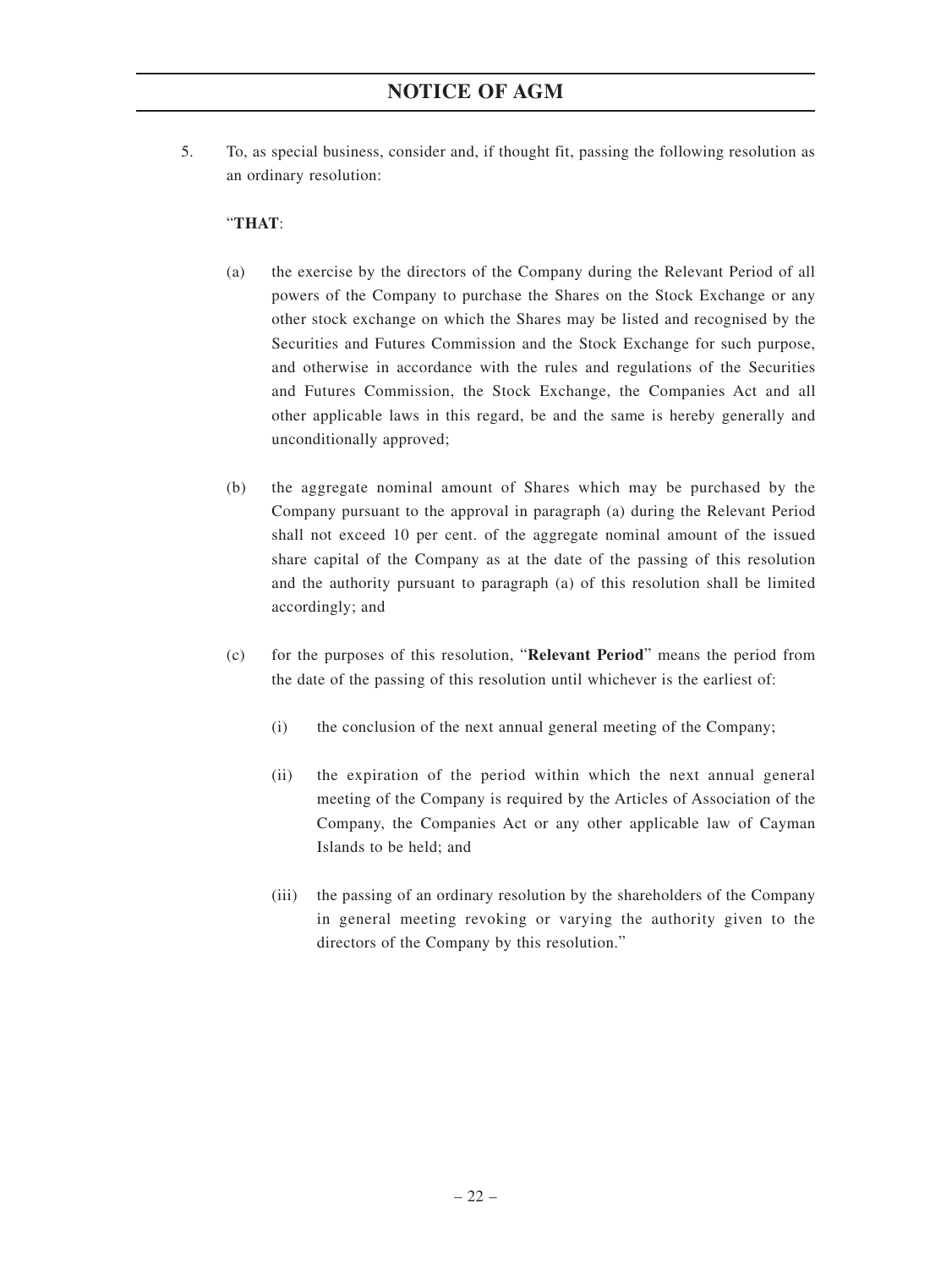5. To, as special business, consider and, if thought fit, passing the following resolution as an ordinary resolution:

"**THAT**:

(a) the exercise by the directors of the Company during the Relevant Period of all powers of the Company to purchase the Shares on the Stock Exchange or any other stock exchange on which the Shares may be listed and recognised by the Securities and Futures Commission and the Stock Exchange for such purpose, and otherwise in accordance with the rules and regulations of the Securities and Futures Commission, the Stock Exchange, the Companies Act and all other applicable laws in this regard, be and the same is hereby generally and unconditionally approved;

(b) the aggregate nominal amount of Shares which may be purchased by the Company pursuant to the approval in paragraph (a) during the Relevant Period shall not exceed 10 per cent. of the aggregate nominal amount of the issued share capital of the Company as at the date of the passing of this resolution and the authority pursuant to paragraph (a) of this resolution shall be limited accordingly; and

(c) for the purposes of this resolution, "**Relevant Period**" means the period from the date of the passing of this resolution until whichever is the earliest of:

(i) the conclusion of the next annual general meeting of the Company;

(ii) the expiration of the period within which the next annual general meeting of the Company is required by the Articles of Association of the Company, the Companies Act or any other applicable law of Cayman Islands to be held; and

(iii) the passing of an ordinary resolution by the shareholders of the Company in general meeting revoking or varying the authority given to the directors of the Company by this resolution."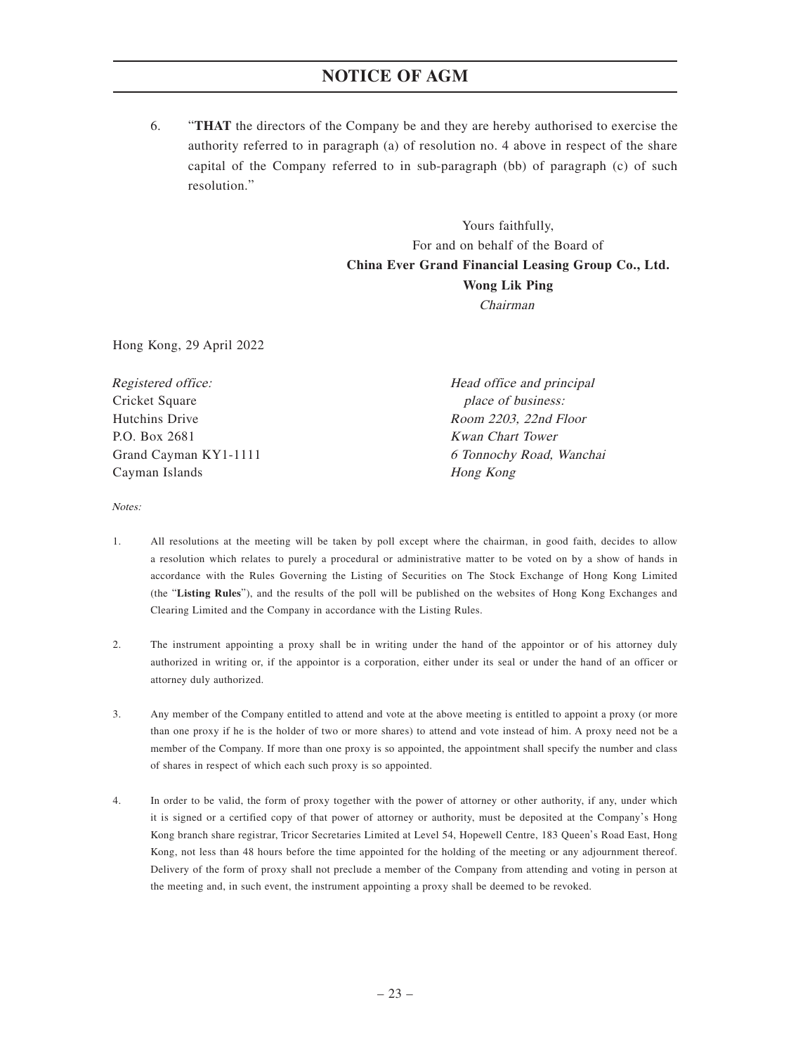6. "**THAT** the directors of the Company be and they are hereby authorised to exercise the authority referred to in paragraph (a) of resolution no. 4 above in respect of the share capital of the Company referred to in sub-paragraph (bb) of paragraph (c) of such resolution."

Yours faithfully,
For and on behalf of the Board of
**China Ever Grand Financial Leasing Group Co., Ltd.**
**Wong Lik Ping**
*Chairman*

Hong Kong, 29 April 2022

*Registered office:*
Cricket Square
Hutchins Drive
P.O. Box 2681
Grand Cayman KY1-1111
Cayman Islands

*Head office and principal place of business:*
*Room 2203, 22nd Floor*
*Kwan Chart Tower*
*6 Tonnochy Road, Wanchai*
*Hong Kong*

*Notes:*

1. All resolutions at the meeting will be taken by poll except where the chairman, in good faith, decides to allow a resolution which relates to purely a procedural or administrative matter to be voted on by a show of hands in accordance with the Rules Governing the Listing of Securities on The Stock Exchange of Hong Kong Limited (the "**Listing Rules**"), and the results of the poll will be published on the websites of Hong Kong Exchanges and Clearing Limited and the Company in accordance with the Listing Rules.

2. The instrument appointing a proxy shall be in writing under the hand of the appointor or of his attorney duly authorized in writing or, if the appointor is a corporation, either under its seal or under the hand of an officer or attorney duly authorized.

3. Any member of the Company entitled to attend and vote at the above meeting is entitled to appoint a proxy (or more than one proxy if he is the holder of two or more shares) to attend and vote instead of him. A proxy need not be a member of the Company. If more than one proxy is so appointed, the appointment shall specify the number and class of shares in respect of which each such proxy is so appointed.

4. In order to be valid, the form of proxy together with the power of attorney or other authority, if any, under which it is signed or a certified copy of that power of attorney or authority, must be deposited at the Company's Hong Kong branch share registrar, Tricor Secretaries Limited at Level 54, Hopewell Centre, 183 Queen's Road East, Hong Kong, not less than 48 hours before the time appointed for the holding of the meeting or any adjournment thereof. Delivery of the form of proxy shall not preclude a member of the Company from attending and voting in person at the meeting and, in such event, the instrument appointing a proxy shall be deemed to be revoked.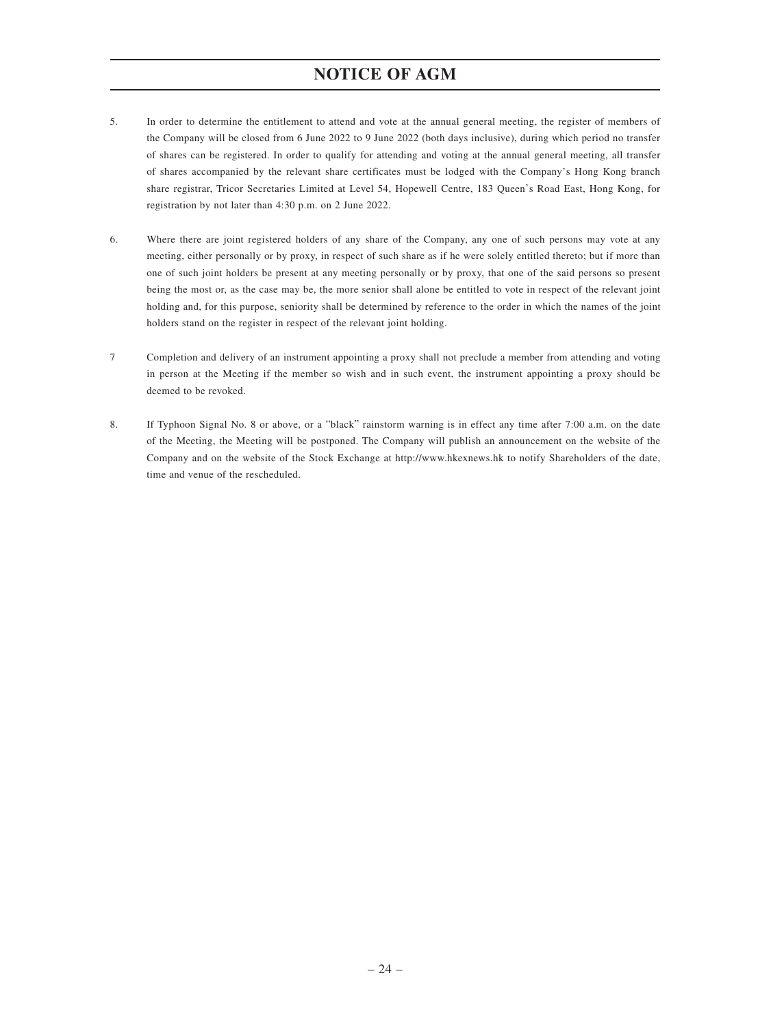5. In order to determine the entitlement to attend and vote at the annual general meeting, the register of members of the Company will be closed from 6 June 2022 to 9 June 2022 (both days inclusive), during which period no transfer of shares can be registered. In order to qualify for attending and voting at the annual general meeting, all transfer of shares accompanied by the relevant share certificates must be lodged with the Company's Hong Kong branch share registrar, Tricor Secretaries Limited at Level 54, Hopewell Centre, 183 Queen's Road East, Hong Kong, for registration by not later than 4:30 p.m. on 2 June 2022.

6. Where there are joint registered holders of any share of the Company, any one of such persons may vote at any meeting, either personally or by proxy, in respect of such share as if he were solely entitled thereto; but if more than one of such joint holders be present at any meeting personally or by proxy, that one of the said persons so present being the most or, as the case may be, the more senior shall alone be entitled to vote in respect of the relevant joint holding and, for this purpose, seniority shall be determined by reference to the order in which the names of the joint holders stand on the register in respect of the relevant joint holding.

7 Completion and delivery of an instrument appointing a proxy shall not preclude a member from attending and voting in person at the Meeting if the member so wish and in such event, the instrument appointing a proxy should be deemed to be revoked.

8. If Typhoon Signal No. 8 or above, or a "black" rainstorm warning is in effect any time after 7:00 a.m. on the date of the Meeting, the Meeting will be postponed. The Company will publish an announcement on the website of the Company and on the website of the Stock Exchange at http://www.hkexnews.hk to notify Shareholders of the date, time and venue of the rescheduled.